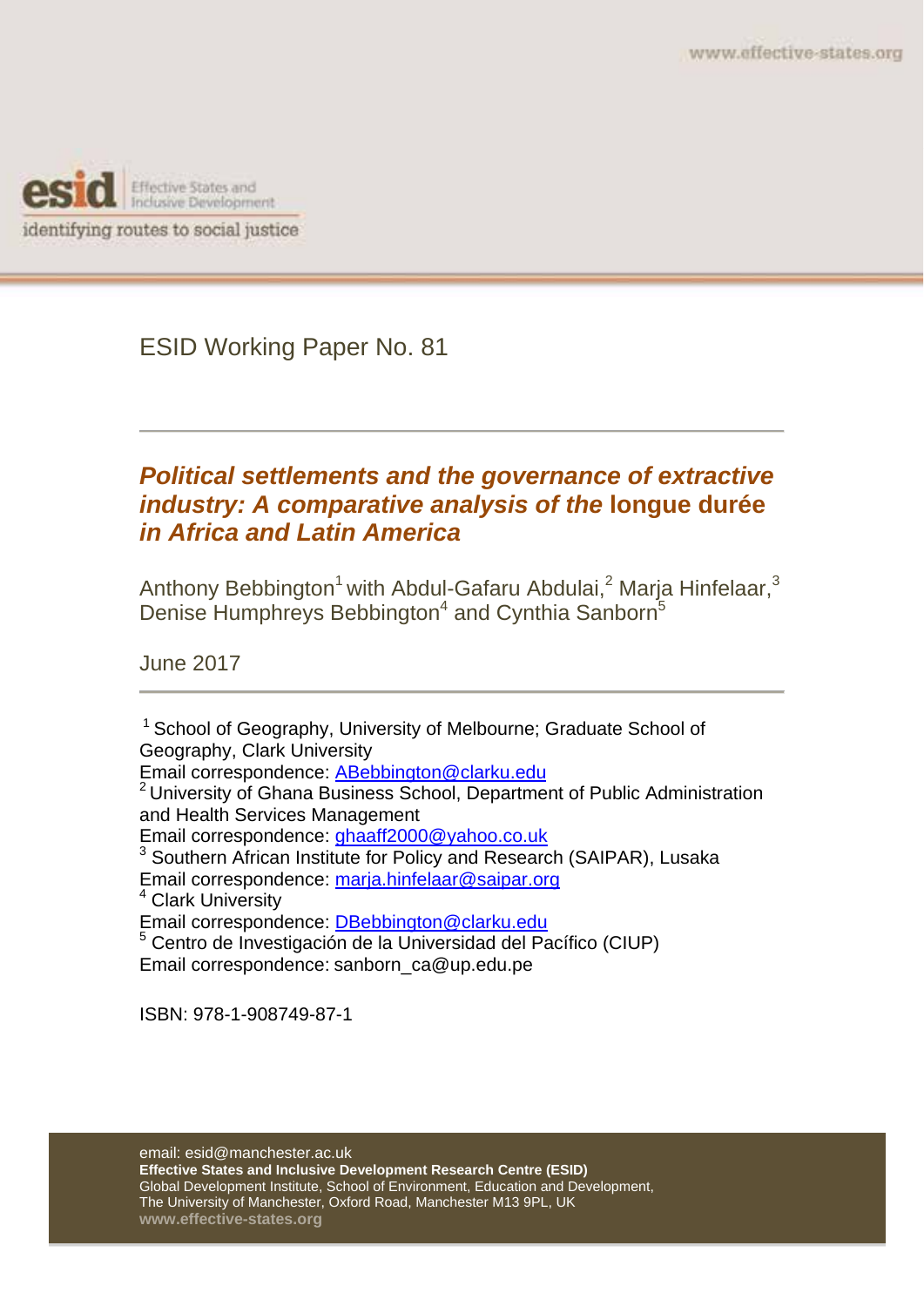www.effective-states.org

esid Effective States and Inclusive Development

identifying routes to social justice

ESID Working Paper No. 81

# *Political settlements and the governance of extractive industry: A comparative analysis of the* longue durée *in Africa and Latin America*

Anthony Bebbington[1] with Abdul-Gafaru Abdulai,[2] Marja Hinfelaar,[3] Denise Humphreys Bebbington[4] and Cynthia Sanborn[5]

June 2017

[1] School of Geography, University of Melbourne; Graduate School of Geography, Clark University
Email correspondence: ABebbington@clarku.edu

[2] University of Ghana Business School, Department of Public Administration and Health Services Management
Email correspondence: ghaaff2000@yahoo.co.uk

[3] Southern African Institute for Policy and Research (SAIPAR), Lusaka
Email correspondence: marja.hinfelaar@saipar.org

[4] Clark University
Email correspondence: DBebbington@clarku.edu

[5] Centro de Investigación de la Universidad del Pacífico (CIUP)
Email correspondence: sanborn_ca@up.edu.pe

ISBN: 978-1-908749-87-1

email: esid@manchester.ac.uk
**Effective States and Inclusive Development Research Centre (ESID)**
Global Development Institute, School of Environment, Education and Development,
The University of Manchester, Oxford Road, Manchester M13 9PL, UK
**www.effective-states.org**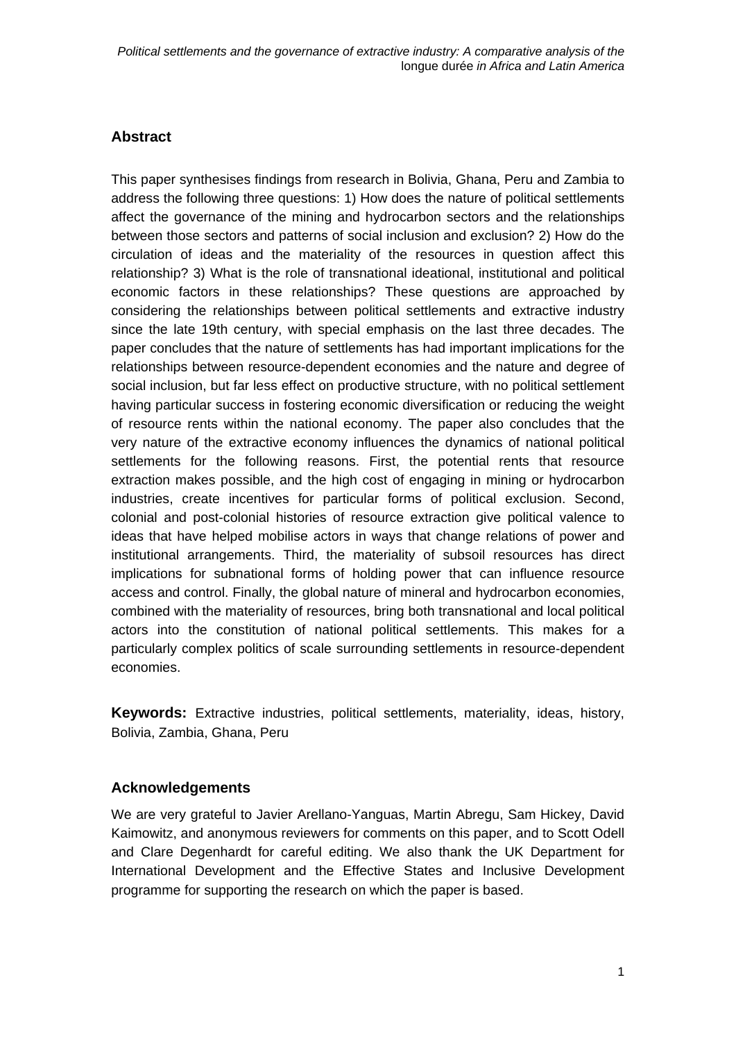## Abstract

This paper synthesises findings from research in Bolivia, Ghana, Peru and Zambia to address the following three questions: 1) How does the nature of political settlements affect the governance of the mining and hydrocarbon sectors and the relationships between those sectors and patterns of social inclusion and exclusion? 2) How do the circulation of ideas and the materiality of the resources in question affect this relationship? 3) What is the role of transnational ideational, institutional and political economic factors in these relationships? These questions are approached by considering the relationships between political settlements and extractive industry since the late 19th century, with special emphasis on the last three decades. The paper concludes that the nature of settlements has had important implications for the relationships between resource-dependent economies and the nature and degree of social inclusion, but far less effect on productive structure, with no political settlement having particular success in fostering economic diversification or reducing the weight of resource rents within the national economy. The paper also concludes that the very nature of the extractive economy influences the dynamics of national political settlements for the following reasons. First, the potential rents that resource extraction makes possible, and the high cost of engaging in mining or hydrocarbon industries, create incentives for particular forms of political exclusion. Second, colonial and post-colonial histories of resource extraction give political valence to ideas that have helped mobilise actors in ways that change relations of power and institutional arrangements. Third, the materiality of subsoil resources has direct implications for subnational forms of holding power that can influence resource access and control. Finally, the global nature of mineral and hydrocarbon economies, combined with the materiality of resources, bring both transnational and local political actors into the constitution of national political settlements. This makes for a particularly complex politics of scale surrounding settlements in resource-dependent economies.

**Keywords:** Extractive industries, political settlements, materiality, ideas, history, Bolivia, Zambia, Ghana, Peru

## Acknowledgements

We are very grateful to Javier Arellano-Yanguas, Martin Abregu, Sam Hickey, David Kaimowitz, and anonymous reviewers for comments on this paper, and to Scott Odell and Clare Degenhardt for careful editing. We also thank the UK Department for International Development and the Effective States and Inclusive Development programme for supporting the research on which the paper is based.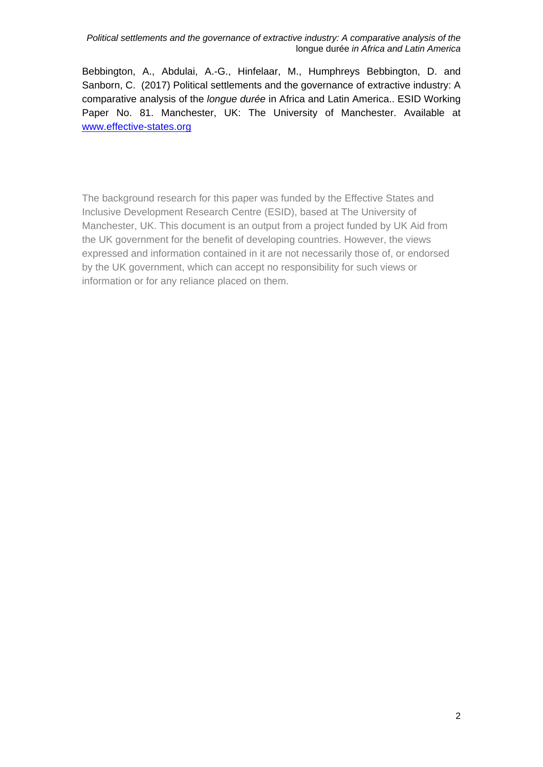Bebbington, A., Abdulai, A.-G., Hinfelaar, M., Humphreys Bebbington, D. and Sanborn, C. (2017) Political settlements and the governance of extractive industry: A comparative analysis of the *longue durée* in Africa and Latin America.. ESID Working Paper No. 81. Manchester, UK: The University of Manchester. Available at [www.effective-states.org](http://www.effective-states.org)

The background research for this paper was funded by the Effective States and Inclusive Development Research Centre (ESID), based at The University of Manchester, UK. This document is an output from a project funded by UK Aid from the UK government for the benefit of developing countries. However, the views expressed and information contained in it are not necessarily those of, or endorsed by the UK government, which can accept no responsibility for such views or information or for any reliance placed on them.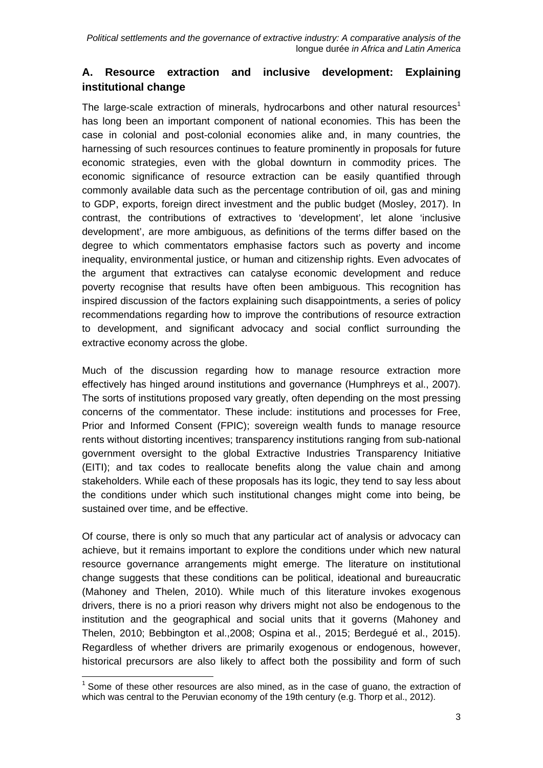## A. Resource extraction and inclusive development: Explaining institutional change

The large-scale extraction of minerals, hydrocarbons and other natural resources[1] has long been an important component of national economies. This has been the case in colonial and post-colonial economies alike and, in many countries, the harnessing of such resources continues to feature prominently in proposals for future economic strategies, even with the global downturn in commodity prices. The economic significance of resource extraction can be easily quantified through commonly available data such as the percentage contribution of oil, gas and mining to GDP, exports, foreign direct investment and the public budget (Mosley, 2017). In contrast, the contributions of extractives to 'development', let alone 'inclusive development', are more ambiguous, as definitions of the terms differ based on the degree to which commentators emphasise factors such as poverty and income inequality, environmental justice, or human and citizenship rights. Even advocates of the argument that extractives can catalyse economic development and reduce poverty recognise that results have often been ambiguous. This recognition has inspired discussion of the factors explaining such disappointments, a series of policy recommendations regarding how to improve the contributions of resource extraction to development, and significant advocacy and social conflict surrounding the extractive economy across the globe.

Much of the discussion regarding how to manage resource extraction more effectively has hinged around institutions and governance (Humphreys et al., 2007). The sorts of institutions proposed vary greatly, often depending on the most pressing concerns of the commentator. These include: institutions and processes for Free, Prior and Informed Consent (FPIC); sovereign wealth funds to manage resource rents without distorting incentives; transparency institutions ranging from sub-national government oversight to the global Extractive Industries Transparency Initiative (EITI); and tax codes to reallocate benefits along the value chain and among stakeholders. While each of these proposals has its logic, they tend to say less about the conditions under which such institutional changes might come into being, be sustained over time, and be effective.

Of course, there is only so much that any particular act of analysis or advocacy can achieve, but it remains important to explore the conditions under which new natural resource governance arrangements might emerge. The literature on institutional change suggests that these conditions can be political, ideational and bureaucratic (Mahoney and Thelen, 2010). While much of this literature invokes exogenous drivers, there is no a priori reason why drivers might not also be endogenous to the institution and the geographical and social units that it governs (Mahoney and Thelen, 2010; Bebbington et al.,2008; Ospina et al., 2015; Berdegué et al., 2015). Regardless of whether drivers are primarily exogenous or endogenous, however, historical precursors are also likely to affect both the possibility and form of such

[1] Some of these other resources are also mined, as in the case of guano, the extraction of which was central to the Peruvian economy of the 19th century (e.g. Thorp et al., 2012).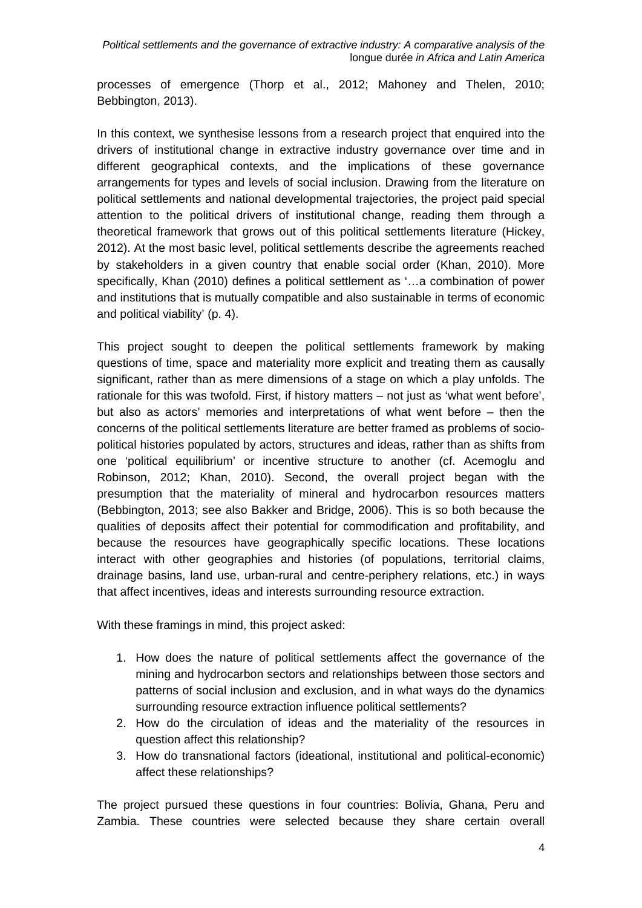processes of emergence (Thorp et al., 2012; Mahoney and Thelen, 2010; Bebbington, 2013).

In this context, we synthesise lessons from a research project that enquired into the drivers of institutional change in extractive industry governance over time and in different geographical contexts, and the implications of these governance arrangements for types and levels of social inclusion. Drawing from the literature on political settlements and national developmental trajectories, the project paid special attention to the political drivers of institutional change, reading them through a theoretical framework that grows out of this political settlements literature (Hickey, 2012). At the most basic level, political settlements describe the agreements reached by stakeholders in a given country that enable social order (Khan, 2010). More specifically, Khan (2010) defines a political settlement as '…a combination of power and institutions that is mutually compatible and also sustainable in terms of economic and political viability' (p. 4).

This project sought to deepen the political settlements framework by making questions of time, space and materiality more explicit and treating them as causally significant, rather than as mere dimensions of a stage on which a play unfolds. The rationale for this was twofold. First, if history matters – not just as 'what went before', but also as actors' memories and interpretations of what went before – then the concerns of the political settlements literature are better framed as problems of socio-political histories populated by actors, structures and ideas, rather than as shifts from one 'political equilibrium' or incentive structure to another (cf. Acemoglu and Robinson, 2012; Khan, 2010). Second, the overall project began with the presumption that the materiality of mineral and hydrocarbon resources matters (Bebbington, 2013; see also Bakker and Bridge, 2006). This is so both because the qualities of deposits affect their potential for commodification and profitability, and because the resources have geographically specific locations. These locations interact with other geographies and histories (of populations, territorial claims, drainage basins, land use, urban-rural and centre-periphery relations, etc.) in ways that affect incentives, ideas and interests surrounding resource extraction.

With these framings in mind, this project asked:

1. How does the nature of political settlements affect the governance of the mining and hydrocarbon sectors and relationships between those sectors and patterns of social inclusion and exclusion, and in what ways do the dynamics surrounding resource extraction influence political settlements?
2. How do the circulation of ideas and the materiality of the resources in question affect this relationship?
3. How do transnational factors (ideational, institutional and political-economic) affect these relationships?

The project pursued these questions in four countries: Bolivia, Ghana, Peru and Zambia. These countries were selected because they share certain overall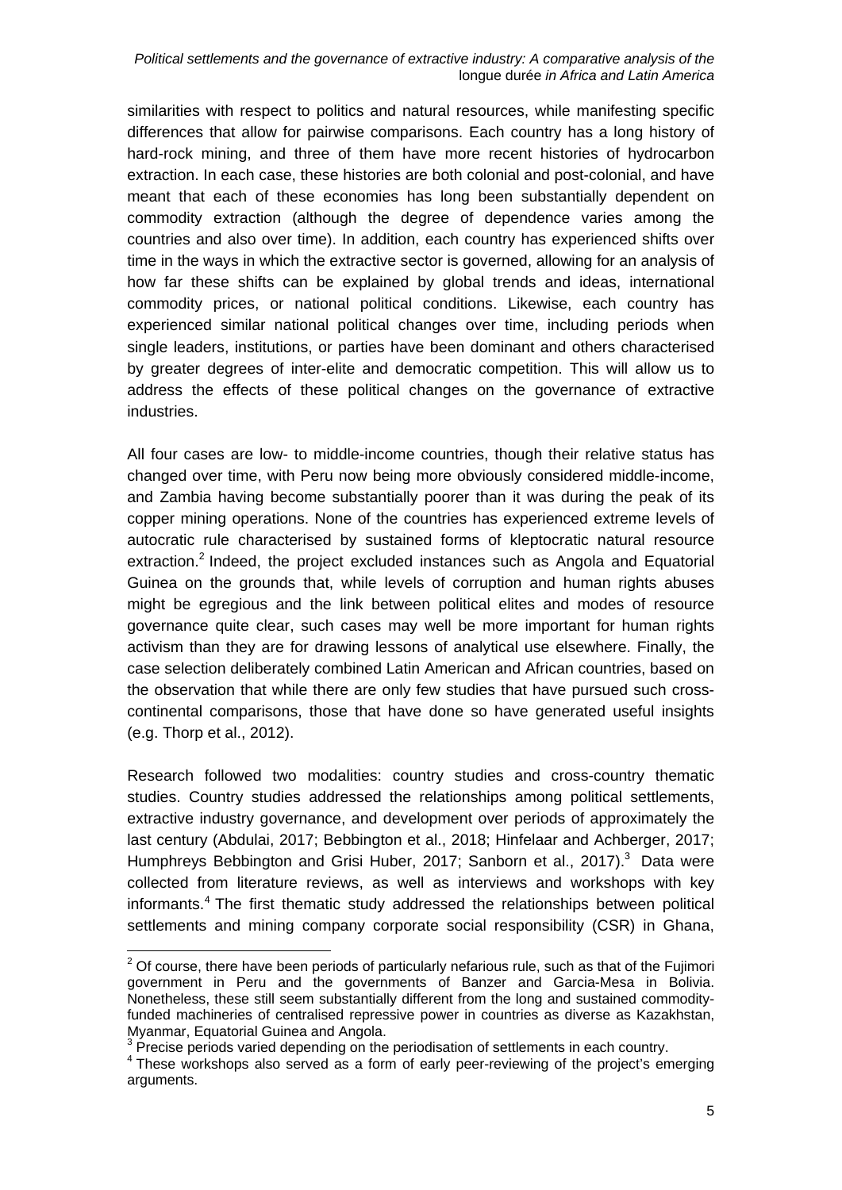similarities with respect to politics and natural resources, while manifesting specific differences that allow for pairwise comparisons. Each country has a long history of hard-rock mining, and three of them have more recent histories of hydrocarbon extraction. In each case, these histories are both colonial and post-colonial, and have meant that each of these economies has long been substantially dependent on commodity extraction (although the degree of dependence varies among the countries and also over time). In addition, each country has experienced shifts over time in the ways in which the extractive sector is governed, allowing for an analysis of how far these shifts can be explained by global trends and ideas, international commodity prices, or national political conditions. Likewise, each country has experienced similar national political changes over time, including periods when single leaders, institutions, or parties have been dominant and others characterised by greater degrees of inter-elite and democratic competition. This will allow us to address the effects of these political changes on the governance of extractive industries.

All four cases are low- to middle-income countries, though their relative status has changed over time, with Peru now being more obviously considered middle-income, and Zambia having become substantially poorer than it was during the peak of its copper mining operations. None of the countries has experienced extreme levels of autocratic rule characterised by sustained forms of kleptocratic natural resource extraction.[2] Indeed, the project excluded instances such as Angola and Equatorial Guinea on the grounds that, while levels of corruption and human rights abuses might be egregious and the link between political elites and modes of resource governance quite clear, such cases may well be more important for human rights activism than they are for drawing lessons of analytical use elsewhere. Finally, the case selection deliberately combined Latin American and African countries, based on the observation that while there are only few studies that have pursued such cross-continental comparisons, those that have done so have generated useful insights (e.g. Thorp et al., 2012).

Research followed two modalities: country studies and cross-country thematic studies. Country studies addressed the relationships among political settlements, extractive industry governance, and development over periods of approximately the last century (Abdulai, 2017; Bebbington et al., 2018; Hinfelaar and Achberger, 2017; Humphreys Bebbington and Grisi Huber, 2017; Sanborn et al., 2017).[3] Data were collected from literature reviews, as well as interviews and workshops with key informants.[4] The first thematic study addressed the relationships between political settlements and mining company corporate social responsibility (CSR) in Ghana,

[2] Of course, there have been periods of particularly nefarious rule, such as that of the Fujimori government in Peru and the governments of Banzer and Garcia-Mesa in Bolivia. Nonetheless, these still seem substantially different from the long and sustained commodity-funded machineries of centralised repressive power in countries as diverse as Kazakhstan, Myanmar, Equatorial Guinea and Angola.

[3] Precise periods varied depending on the periodisation of settlements in each country.

[4] These workshops also served as a form of early peer-reviewing of the project's emerging arguments.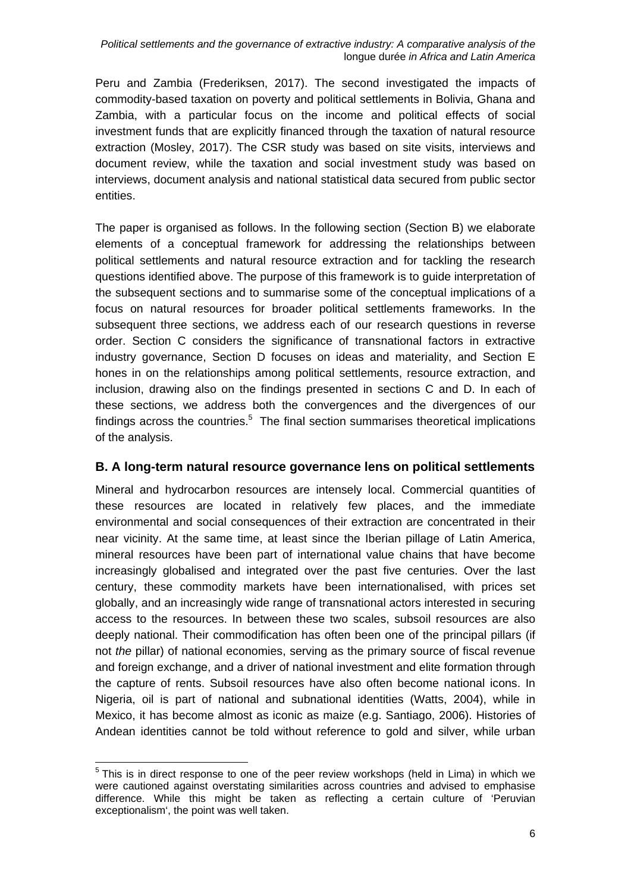Peru and Zambia (Frederiksen, 2017). The second investigated the impacts of commodity-based taxation on poverty and political settlements in Bolivia, Ghana and Zambia, with a particular focus on the income and political effects of social investment funds that are explicitly financed through the taxation of natural resource extraction (Mosley, 2017). The CSR study was based on site visits, interviews and document review, while the taxation and social investment study was based on interviews, document analysis and national statistical data secured from public sector entities.

The paper is organised as follows. In the following section (Section B) we elaborate elements of a conceptual framework for addressing the relationships between political settlements and natural resource extraction and for tackling the research questions identified above. The purpose of this framework is to guide interpretation of the subsequent sections and to summarise some of the conceptual implications of a focus on natural resources for broader political settlements frameworks. In the subsequent three sections, we address each of our research questions in reverse order. Section C considers the significance of transnational factors in extractive industry governance, Section D focuses on ideas and materiality, and Section E hones in on the relationships among political settlements, resource extraction, and inclusion, drawing also on the findings presented in sections C and D. In each of these sections, we address both the convergences and the divergences of our findings across the countries.[5] The final section summarises theoretical implications of the analysis.

## B. A long-term natural resource governance lens on political settlements

Mineral and hydrocarbon resources are intensely local. Commercial quantities of these resources are located in relatively few places, and the immediate environmental and social consequences of their extraction are concentrated in their near vicinity. At the same time, at least since the Iberian pillage of Latin America, mineral resources have been part of international value chains that have become increasingly globalised and integrated over the past five centuries. Over the last century, these commodity markets have been internationalised, with prices set globally, and an increasingly wide range of transnational actors interested in securing access to the resources. In between these two scales, subsoil resources are also deeply national. Their commodification has often been one of the principal pillars (if not *the* pillar) of national economies, serving as the primary source of fiscal revenue and foreign exchange, and a driver of national investment and elite formation through the capture of rents. Subsoil resources have also often become national icons. In Nigeria, oil is part of national and subnational identities (Watts, 2004), while in Mexico, it has become almost as iconic as maize (e.g. Santiago, 2006). Histories of Andean identities cannot be told without reference to gold and silver, while urban

[5] This is in direct response to one of the peer review workshops (held in Lima) in which we were cautioned against overstating similarities across countries and advised to emphasise difference. While this might be taken as reflecting a certain culture of 'Peruvian exceptionalism', the point was well taken.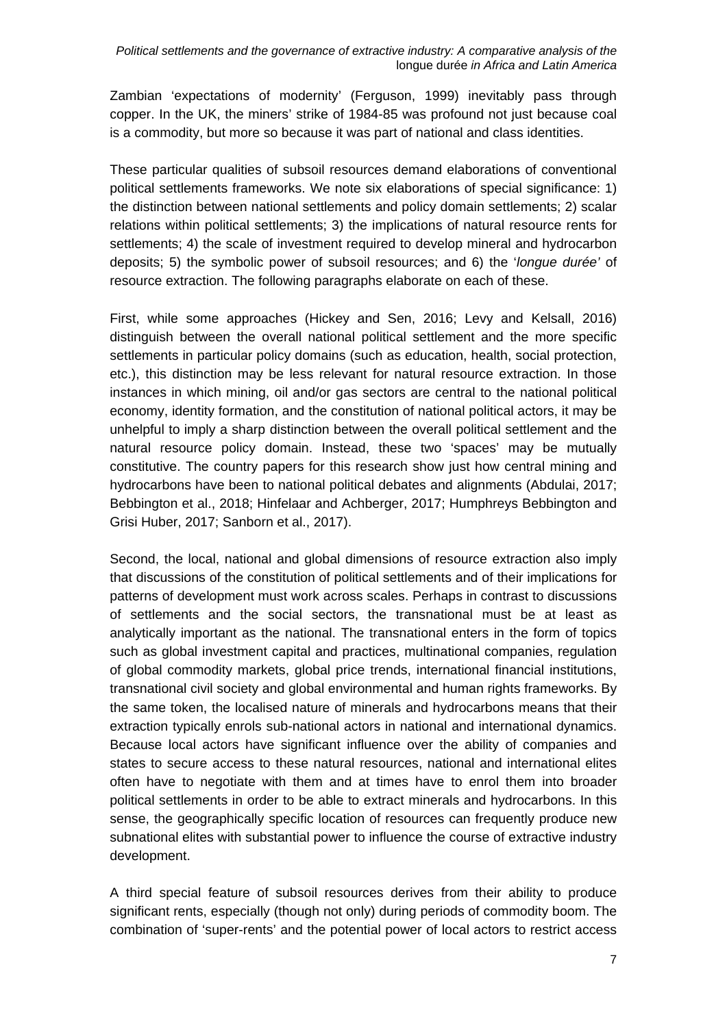Zambian 'expectations of modernity' (Ferguson, 1999) inevitably pass through copper. In the UK, the miners' strike of 1984-85 was profound not just because coal is a commodity, but more so because it was part of national and class identities.

These particular qualities of subsoil resources demand elaborations of conventional political settlements frameworks. We note six elaborations of special significance: 1) the distinction between national settlements and policy domain settlements; 2) scalar relations within political settlements; 3) the implications of natural resource rents for settlements; 4) the scale of investment required to develop mineral and hydrocarbon deposits; 5) the symbolic power of subsoil resources; and 6) the '*longue durée'* of resource extraction. The following paragraphs elaborate on each of these.

First, while some approaches (Hickey and Sen, 2016; Levy and Kelsall, 2016) distinguish between the overall national political settlement and the more specific settlements in particular policy domains (such as education, health, social protection, etc.), this distinction may be less relevant for natural resource extraction. In those instances in which mining, oil and/or gas sectors are central to the national political economy, identity formation, and the constitution of national political actors, it may be unhelpful to imply a sharp distinction between the overall political settlement and the natural resource policy domain. Instead, these two 'spaces' may be mutually constitutive. The country papers for this research show just how central mining and hydrocarbons have been to national political debates and alignments (Abdulai, 2017; Bebbington et al., 2018; Hinfelaar and Achberger, 2017; Humphreys Bebbington and Grisi Huber, 2017; Sanborn et al., 2017).

Second, the local, national and global dimensions of resource extraction also imply that discussions of the constitution of political settlements and of their implications for patterns of development must work across scales. Perhaps in contrast to discussions of settlements and the social sectors, the transnational must be at least as analytically important as the national. The transnational enters in the form of topics such as global investment capital and practices, multinational companies, regulation of global commodity markets, global price trends, international financial institutions, transnational civil society and global environmental and human rights frameworks. By the same token, the localised nature of minerals and hydrocarbons means that their extraction typically enrols sub-national actors in national and international dynamics. Because local actors have significant influence over the ability of companies and states to secure access to these natural resources, national and international elites often have to negotiate with them and at times have to enrol them into broader political settlements in order to be able to extract minerals and hydrocarbons. In this sense, the geographically specific location of resources can frequently produce new subnational elites with substantial power to influence the course of extractive industry development.

A third special feature of subsoil resources derives from their ability to produce significant rents, especially (though not only) during periods of commodity boom. The combination of 'super-rents' and the potential power of local actors to restrict access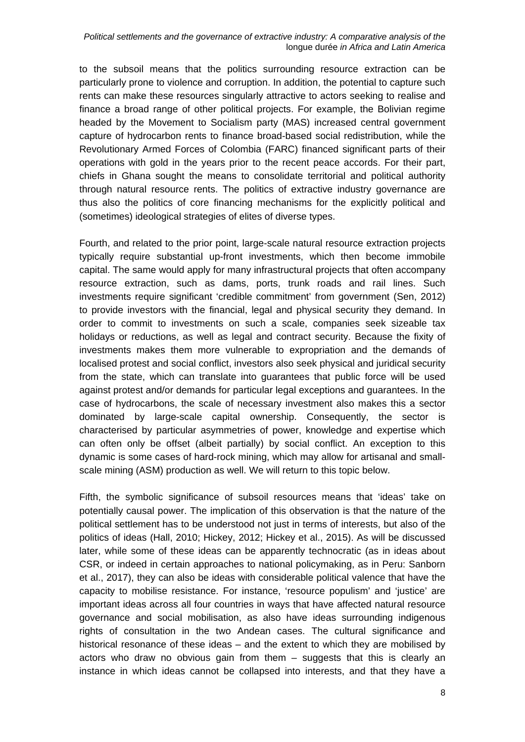to the subsoil means that the politics surrounding resource extraction can be particularly prone to violence and corruption. In addition, the potential to capture such rents can make these resources singularly attractive to actors seeking to realise and finance a broad range of other political projects. For example, the Bolivian regime headed by the Movement to Socialism party (MAS) increased central government capture of hydrocarbon rents to finance broad-based social redistribution, while the Revolutionary Armed Forces of Colombia (FARC) financed significant parts of their operations with gold in the years prior to the recent peace accords. For their part, chiefs in Ghana sought the means to consolidate territorial and political authority through natural resource rents. The politics of extractive industry governance are thus also the politics of core financing mechanisms for the explicitly political and (sometimes) ideological strategies of elites of diverse types.

Fourth, and related to the prior point, large-scale natural resource extraction projects typically require substantial up-front investments, which then become immobile capital. The same would apply for many infrastructural projects that often accompany resource extraction, such as dams, ports, trunk roads and rail lines. Such investments require significant 'credible commitment' from government (Sen, 2012) to provide investors with the financial, legal and physical security they demand. In order to commit to investments on such a scale, companies seek sizeable tax holidays or reductions, as well as legal and contract security. Because the fixity of investments makes them more vulnerable to expropriation and the demands of localised protest and social conflict, investors also seek physical and juridical security from the state, which can translate into guarantees that public force will be used against protest and/or demands for particular legal exceptions and guarantees. In the case of hydrocarbons, the scale of necessary investment also makes this a sector dominated by large-scale capital ownership. Consequently, the sector is characterised by particular asymmetries of power, knowledge and expertise which can often only be offset (albeit partially) by social conflict. An exception to this dynamic is some cases of hard-rock mining, which may allow for artisanal and small-scale mining (ASM) production as well. We will return to this topic below.

Fifth, the symbolic significance of subsoil resources means that 'ideas' take on potentially causal power. The implication of this observation is that the nature of the political settlement has to be understood not just in terms of interests, but also of the politics of ideas (Hall, 2010; Hickey, 2012; Hickey et al., 2015). As will be discussed later, while some of these ideas can be apparently technocratic (as in ideas about CSR, or indeed in certain approaches to national policymaking, as in Peru: Sanborn et al., 2017), they can also be ideas with considerable political valence that have the capacity to mobilise resistance. For instance, 'resource populism' and 'justice' are important ideas across all four countries in ways that have affected natural resource governance and social mobilisation, as also have ideas surrounding indigenous rights of consultation in the two Andean cases. The cultural significance and historical resonance of these ideas – and the extent to which they are mobilised by actors who draw no obvious gain from them – suggests that this is clearly an instance in which ideas cannot be collapsed into interests, and that they have a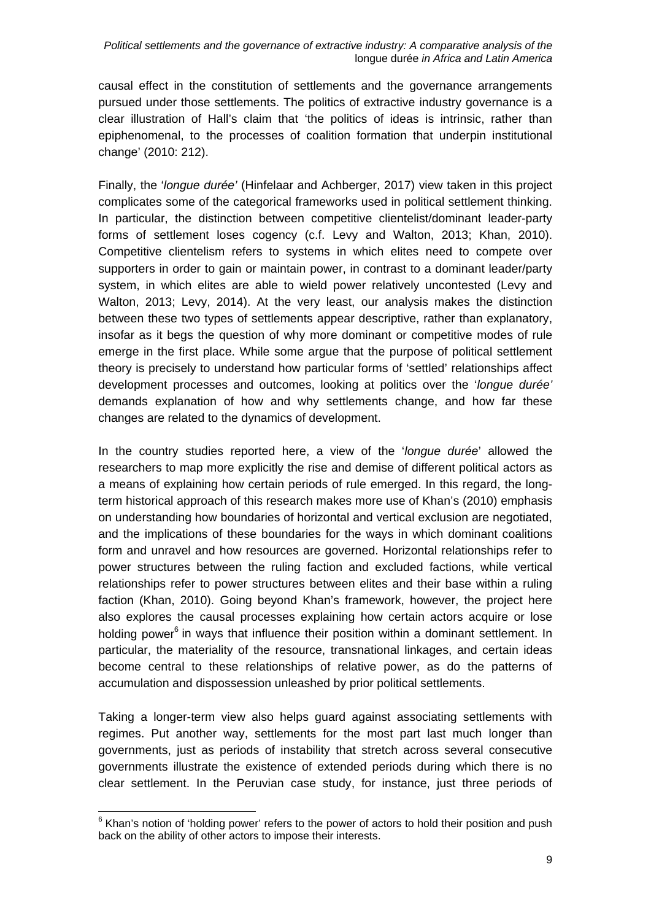causal effect in the constitution of settlements and the governance arrangements pursued under those settlements. The politics of extractive industry governance is a clear illustration of Hall's claim that 'the politics of ideas is intrinsic, rather than epiphenomenal, to the processes of coalition formation that underpin institutional change' (2010: 212).

Finally, the '*longue durée'* (Hinfelaar and Achberger, 2017) view taken in this project complicates some of the categorical frameworks used in political settlement thinking. In particular, the distinction between competitive clientelist/dominant leader-party forms of settlement loses cogency (c.f. Levy and Walton, 2013; Khan, 2010). Competitive clientelism refers to systems in which elites need to compete over supporters in order to gain or maintain power, in contrast to a dominant leader/party system, in which elites are able to wield power relatively uncontested (Levy and Walton, 2013; Levy, 2014). At the very least, our analysis makes the distinction between these two types of settlements appear descriptive, rather than explanatory, insofar as it begs the question of why more dominant or competitive modes of rule emerge in the first place. While some argue that the purpose of political settlement theory is precisely to understand how particular forms of 'settled' relationships affect development processes and outcomes, looking at politics over the '*longue durée'* demands explanation of how and why settlements change, and how far these changes are related to the dynamics of development.

In the country studies reported here, a view of the '*longue durée*' allowed the researchers to map more explicitly the rise and demise of different political actors as a means of explaining how certain periods of rule emerged. In this regard, the long-term historical approach of this research makes more use of Khan's (2010) emphasis on understanding how boundaries of horizontal and vertical exclusion are negotiated, and the implications of these boundaries for the ways in which dominant coalitions form and unravel and how resources are governed. Horizontal relationships refer to power structures between the ruling faction and excluded factions, while vertical relationships refer to power structures between elites and their base within a ruling faction (Khan, 2010). Going beyond Khan's framework, however, the project here also explores the causal processes explaining how certain actors acquire or lose holding power[6] in ways that influence their position within a dominant settlement. In particular, the materiality of the resource, transnational linkages, and certain ideas become central to these relationships of relative power, as do the patterns of accumulation and dispossession unleashed by prior political settlements.

Taking a longer-term view also helps guard against associating settlements with regimes. Put another way, settlements for the most part last much longer than governments, just as periods of instability that stretch across several consecutive governments illustrate the existence of extended periods during which there is no clear settlement. In the Peruvian case study, for instance, just three periods of

---

[6] Khan's notion of 'holding power' refers to the power of actors to hold their position and push back on the ability of other actors to impose their interests.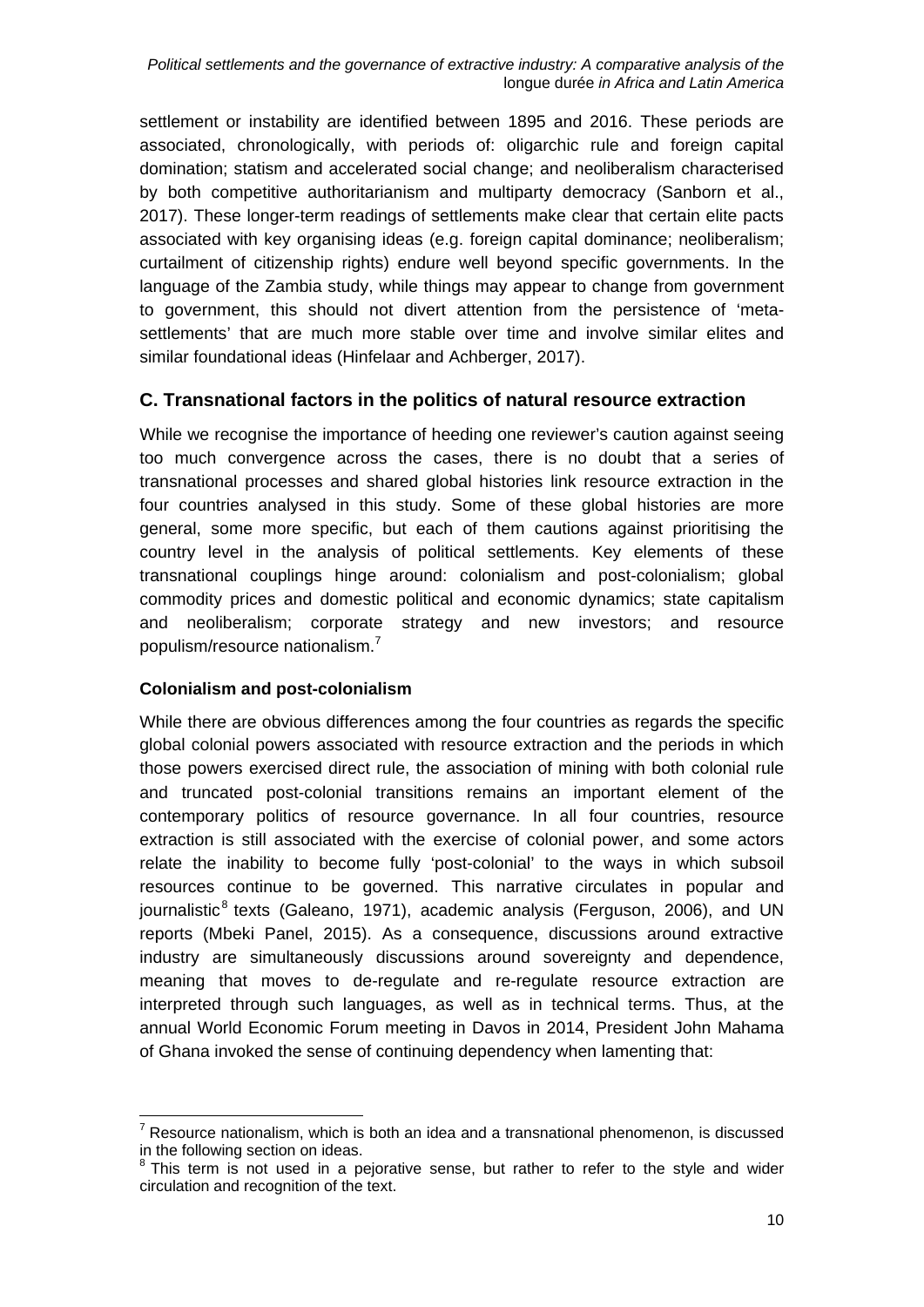settlement or instability are identified between 1895 and 2016. These periods are associated, chronologically, with periods of: oligarchic rule and foreign capital domination; statism and accelerated social change; and neoliberalism characterised by both competitive authoritarianism and multiparty democracy (Sanborn et al., 2017). These longer-term readings of settlements make clear that certain elite pacts associated with key organising ideas (e.g. foreign capital dominance; neoliberalism; curtailment of citizenship rights) endure well beyond specific governments. In the language of the Zambia study, while things may appear to change from government to government, this should not divert attention from the persistence of 'meta-settlements' that are much more stable over time and involve similar elites and similar foundational ideas (Hinfelaar and Achberger, 2017).

## C. Transnational factors in the politics of natural resource extraction

While we recognise the importance of heeding one reviewer's caution against seeing too much convergence across the cases, there is no doubt that a series of transnational processes and shared global histories link resource extraction in the four countries analysed in this study. Some of these global histories are more general, some more specific, but each of them cautions against prioritising the country level in the analysis of political settlements. Key elements of these transnational couplings hinge around: colonialism and post-colonialism; global commodity prices and domestic political and economic dynamics; state capitalism and neoliberalism; corporate strategy and new investors; and resource populism/resource nationalism.[7]

### Colonialism and post-colonialism

While there are obvious differences among the four countries as regards the specific global colonial powers associated with resource extraction and the periods in which those powers exercised direct rule, the association of mining with both colonial rule and truncated post-colonial transitions remains an important element of the contemporary politics of resource governance. In all four countries, resource extraction is still associated with the exercise of colonial power, and some actors relate the inability to become fully 'post-colonial' to the ways in which subsoil resources continue to be governed. This narrative circulates in popular and journalistic[8] texts (Galeano, 1971), academic analysis (Ferguson, 2006), and UN reports (Mbeki Panel, 2015). As a consequence, discussions around extractive industry are simultaneously discussions around sovereignty and dependence, meaning that moves to de-regulate and re-regulate resource extraction are interpreted through such languages, as well as in technical terms. Thus, at the annual World Economic Forum meeting in Davos in 2014, President John Mahama of Ghana invoked the sense of continuing dependency when lamenting that:

---

[7] Resource nationalism, which is both an idea and a transnational phenomenon, is discussed in the following section on ideas.

[8] This term is not used in a pejorative sense, but rather to refer to the style and wider circulation and recognition of the text.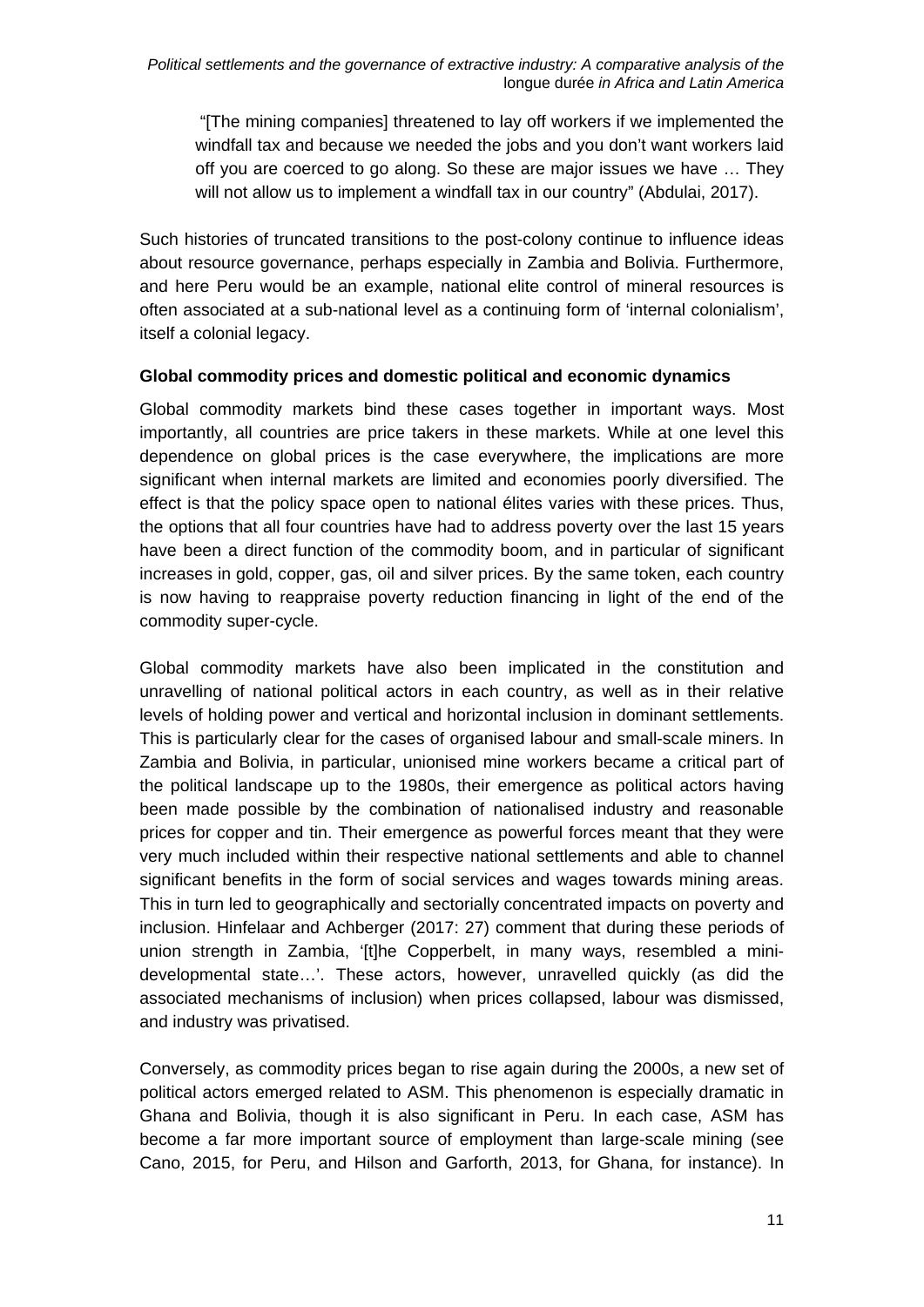"[The mining companies] threatened to lay off workers if we implemented the windfall tax and because we needed the jobs and you don't want workers laid off you are coerced to go along. So these are major issues we have … They will not allow us to implement a windfall tax in our country" (Abdulai, 2017).

Such histories of truncated transitions to the post-colony continue to influence ideas about resource governance, perhaps especially in Zambia and Bolivia. Furthermore, and here Peru would be an example, national elite control of mineral resources is often associated at a sub-national level as a continuing form of 'internal colonialism', itself a colonial legacy.

**Global commodity prices and domestic political and economic dynamics**

Global commodity markets bind these cases together in important ways. Most importantly, all countries are price takers in these markets. While at one level this dependence on global prices is the case everywhere, the implications are more significant when internal markets are limited and economies poorly diversified. The effect is that the policy space open to national élites varies with these prices. Thus, the options that all four countries have had to address poverty over the last 15 years have been a direct function of the commodity boom, and in particular of significant increases in gold, copper, gas, oil and silver prices. By the same token, each country is now having to reappraise poverty reduction financing in light of the end of the commodity super-cycle.

Global commodity markets have also been implicated in the constitution and unravelling of national political actors in each country, as well as in their relative levels of holding power and vertical and horizontal inclusion in dominant settlements. This is particularly clear for the cases of organised labour and small-scale miners. In Zambia and Bolivia, in particular, unionised mine workers became a critical part of the political landscape up to the 1980s, their emergence as political actors having been made possible by the combination of nationalised industry and reasonable prices for copper and tin. Their emergence as powerful forces meant that they were very much included within their respective national settlements and able to channel significant benefits in the form of social services and wages towards mining areas. This in turn led to geographically and sectorially concentrated impacts on poverty and inclusion. Hinfelaar and Achberger (2017: 27) comment that during these periods of union strength in Zambia, '[t]he Copperbelt, in many ways, resembled a mini-developmental state…'. These actors, however, unravelled quickly (as did the associated mechanisms of inclusion) when prices collapsed, labour was dismissed, and industry was privatised.

Conversely, as commodity prices began to rise again during the 2000s, a new set of political actors emerged related to ASM. This phenomenon is especially dramatic in Ghana and Bolivia, though it is also significant in Peru. In each case, ASM has become a far more important source of employment than large-scale mining (see Cano, 2015, for Peru, and Hilson and Garforth, 2013, for Ghana, for instance). In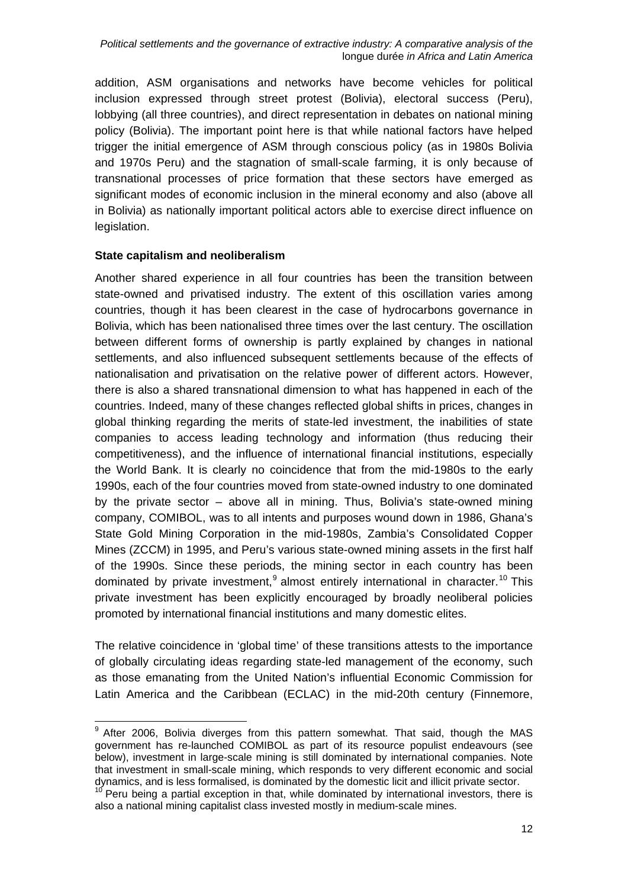addition, ASM organisations and networks have become vehicles for political inclusion expressed through street protest (Bolivia), electoral success (Peru), lobbying (all three countries), and direct representation in debates on national mining policy (Bolivia). The important point here is that while national factors have helped trigger the initial emergence of ASM through conscious policy (as in 1980s Bolivia and 1970s Peru) and the stagnation of small-scale farming, it is only because of transnational processes of price formation that these sectors have emerged as significant modes of economic inclusion in the mineral economy and also (above all in Bolivia) as nationally important political actors able to exercise direct influence on legislation.

**State capitalism and neoliberalism**

Another shared experience in all four countries has been the transition between state-owned and privatised industry. The extent of this oscillation varies among countries, though it has been clearest in the case of hydrocarbons governance in Bolivia, which has been nationalised three times over the last century. The oscillation between different forms of ownership is partly explained by changes in national settlements, and also influenced subsequent settlements because of the effects of nationalisation and privatisation on the relative power of different actors. However, there is also a shared transnational dimension to what has happened in each of the countries. Indeed, many of these changes reflected global shifts in prices, changes in global thinking regarding the merits of state-led investment, the inabilities of state companies to access leading technology and information (thus reducing their competitiveness), and the influence of international financial institutions, especially the World Bank. It is clearly no coincidence that from the mid-1980s to the early 1990s, each of the four countries moved from state-owned industry to one dominated by the private sector – above all in mining. Thus, Bolivia's state-owned mining company, COMIBOL, was to all intents and purposes wound down in 1986, Ghana's State Gold Mining Corporation in the mid-1980s, Zambia's Consolidated Copper Mines (ZCCM) in 1995, and Peru's various state-owned mining assets in the first half of the 1990s. Since these periods, the mining sector in each country has been dominated by private investment,[9] almost entirely international in character.[10] This private investment has been explicitly encouraged by broadly neoliberal policies promoted by international financial institutions and many domestic elites.

The relative coincidence in 'global time' of these transitions attests to the importance of globally circulating ideas regarding state-led management of the economy, such as those emanating from the United Nation's influential Economic Commission for Latin America and the Caribbean (ECLAC) in the mid-20th century (Finnemore,

---

[9] After 2006, Bolivia diverges from this pattern somewhat. That said, though the MAS government has re-launched COMIBOL as part of its resource populist endeavours (see below), investment in large-scale mining is still dominated by international companies. Note that investment in small-scale mining, which responds to very different economic and social dynamics, and is less formalised, is dominated by the domestic licit and illicit private sector.

[10] Peru being a partial exception in that, while dominated by international investors, there is also a national mining capitalist class invested mostly in medium-scale mines.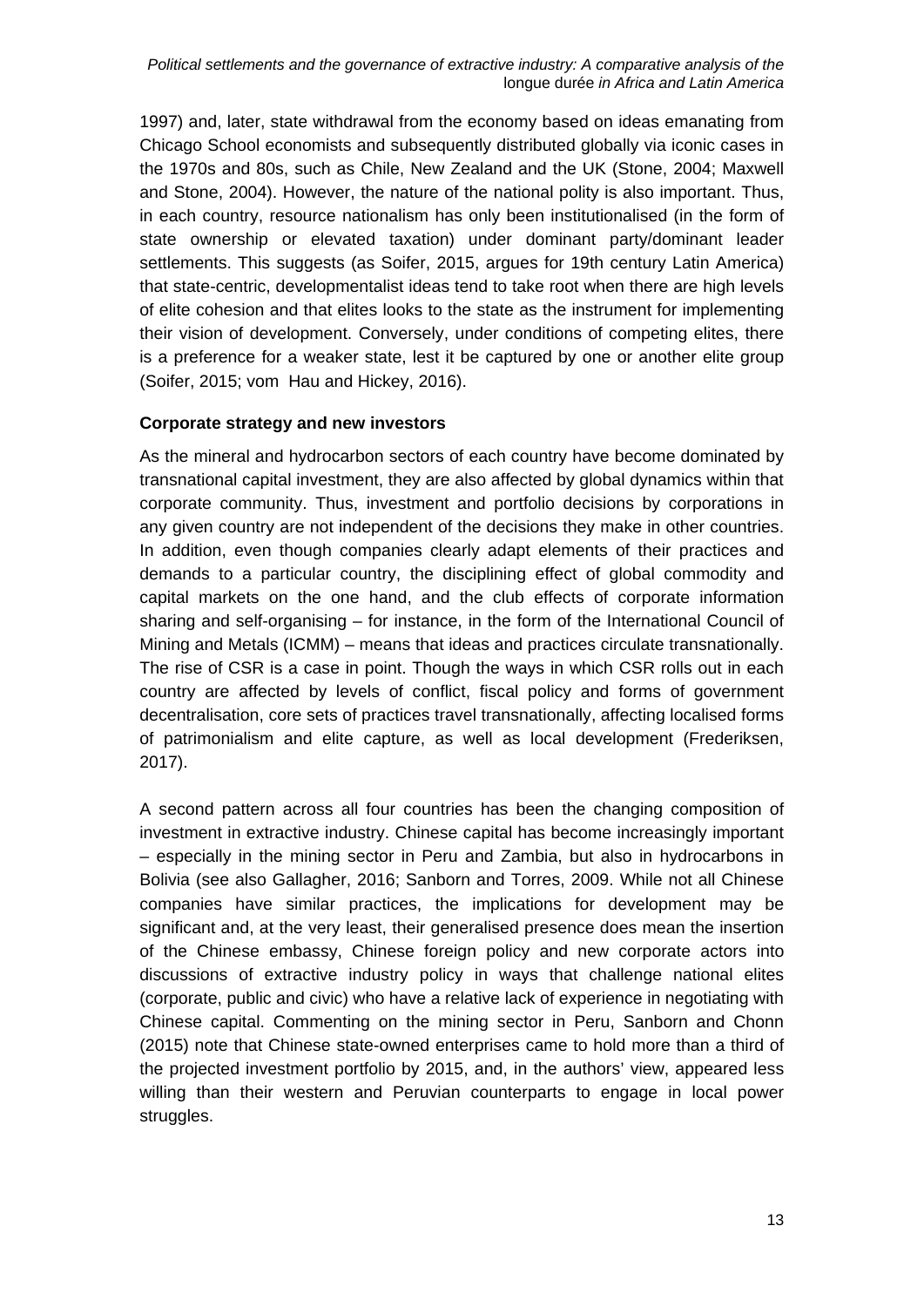1997) and, later, state withdrawal from the economy based on ideas emanating from Chicago School economists and subsequently distributed globally via iconic cases in the 1970s and 80s, such as Chile, New Zealand and the UK (Stone, 2004; Maxwell and Stone, 2004). However, the nature of the national polity is also important. Thus, in each country, resource nationalism has only been institutionalised (in the form of state ownership or elevated taxation) under dominant party/dominant leader settlements. This suggests (as Soifer, 2015, argues for 19th century Latin America) that state-centric, developmentalist ideas tend to take root when there are high levels of elite cohesion and that elites looks to the state as the instrument for implementing their vision of development. Conversely, under conditions of competing elites, there is a preference for a weaker state, lest it be captured by one or another elite group (Soifer, 2015; vom Hau and Hickey, 2016).

**Corporate strategy and new investors**

As the mineral and hydrocarbon sectors of each country have become dominated by transnational capital investment, they are also affected by global dynamics within that corporate community. Thus, investment and portfolio decisions by corporations in any given country are not independent of the decisions they make in other countries. In addition, even though companies clearly adapt elements of their practices and demands to a particular country, the disciplining effect of global commodity and capital markets on the one hand, and the club effects of corporate information sharing and self-organising – for instance, in the form of the International Council of Mining and Metals (ICMM) – means that ideas and practices circulate transnationally. The rise of CSR is a case in point. Though the ways in which CSR rolls out in each country are affected by levels of conflict, fiscal policy and forms of government decentralisation, core sets of practices travel transnationally, affecting localised forms of patrimonialism and elite capture, as well as local development (Frederiksen, 2017).

A second pattern across all four countries has been the changing composition of investment in extractive industry. Chinese capital has become increasingly important – especially in the mining sector in Peru and Zambia, but also in hydrocarbons in Bolivia (see also Gallagher, 2016; Sanborn and Torres, 2009. While not all Chinese companies have similar practices, the implications for development may be significant and, at the very least, their generalised presence does mean the insertion of the Chinese embassy, Chinese foreign policy and new corporate actors into discussions of extractive industry policy in ways that challenge national elites (corporate, public and civic) who have a relative lack of experience in negotiating with Chinese capital. Commenting on the mining sector in Peru, Sanborn and Chonn (2015) note that Chinese state-owned enterprises came to hold more than a third of the projected investment portfolio by 2015, and, in the authors' view, appeared less willing than their western and Peruvian counterparts to engage in local power struggles.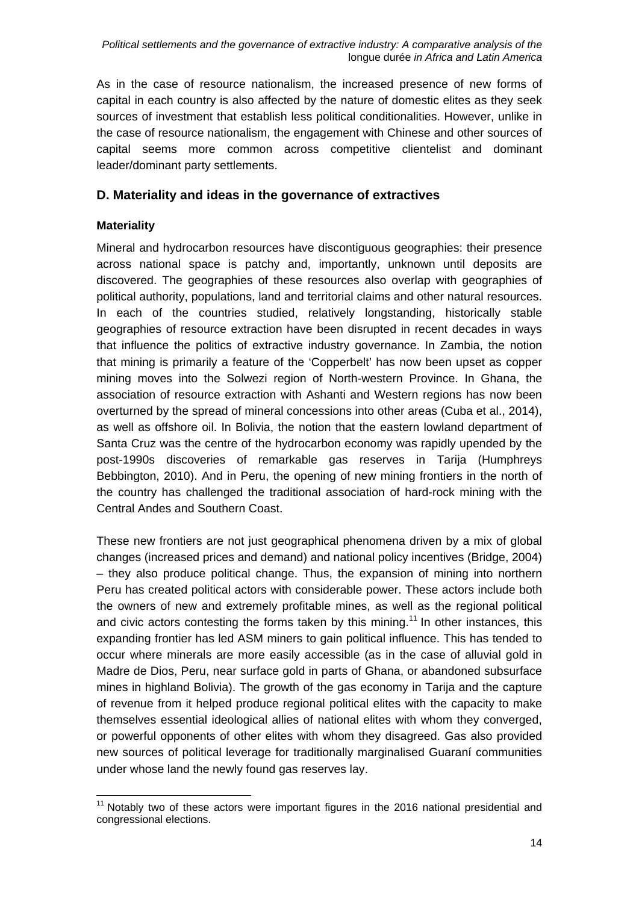As in the case of resource nationalism, the increased presence of new forms of capital in each country is also affected by the nature of domestic elites as they seek sources of investment that establish less political conditionalities. However, unlike in the case of resource nationalism, the engagement with Chinese and other sources of capital seems more common across competitive clientelist and dominant leader/dominant party settlements.

## D. Materiality and ideas in the governance of extractives

### Materiality

Mineral and hydrocarbon resources have discontiguous geographies: their presence across national space is patchy and, importantly, unknown until deposits are discovered. The geographies of these resources also overlap with geographies of political authority, populations, land and territorial claims and other natural resources. In each of the countries studied, relatively longstanding, historically stable geographies of resource extraction have been disrupted in recent decades in ways that influence the politics of extractive industry governance. In Zambia, the notion that mining is primarily a feature of the 'Copperbelt' has now been upset as copper mining moves into the Solwezi region of North-western Province. In Ghana, the association of resource extraction with Ashanti and Western regions has now been overturned by the spread of mineral concessions into other areas (Cuba et al., 2014), as well as offshore oil. In Bolivia, the notion that the eastern lowland department of Santa Cruz was the centre of the hydrocarbon economy was rapidly upended by the post-1990s discoveries of remarkable gas reserves in Tarija (Humphreys Bebbington, 2010). And in Peru, the opening of new mining frontiers in the north of the country has challenged the traditional association of hard-rock mining with the Central Andes and Southern Coast.

These new frontiers are not just geographical phenomena driven by a mix of global changes (increased prices and demand) and national policy incentives (Bridge, 2004) – they also produce political change. Thus, the expansion of mining into northern Peru has created political actors with considerable power. These actors include both the owners of new and extremely profitable mines, as well as the regional political and civic actors contesting the forms taken by this mining.[11] In other instances, this expanding frontier has led ASM miners to gain political influence. This has tended to occur where minerals are more easily accessible (as in the case of alluvial gold in Madre de Dios, Peru, near surface gold in parts of Ghana, or abandoned subsurface mines in highland Bolivia). The growth of the gas economy in Tarija and the capture of revenue from it helped produce regional political elites with the capacity to make themselves essential ideological allies of national elites with whom they converged, or powerful opponents of other elites with whom they disagreed. Gas also provided new sources of political leverage for traditionally marginalised Guaraní communities under whose land the newly found gas reserves lay.

[11] Notably two of these actors were important figures in the 2016 national presidential and congressional elections.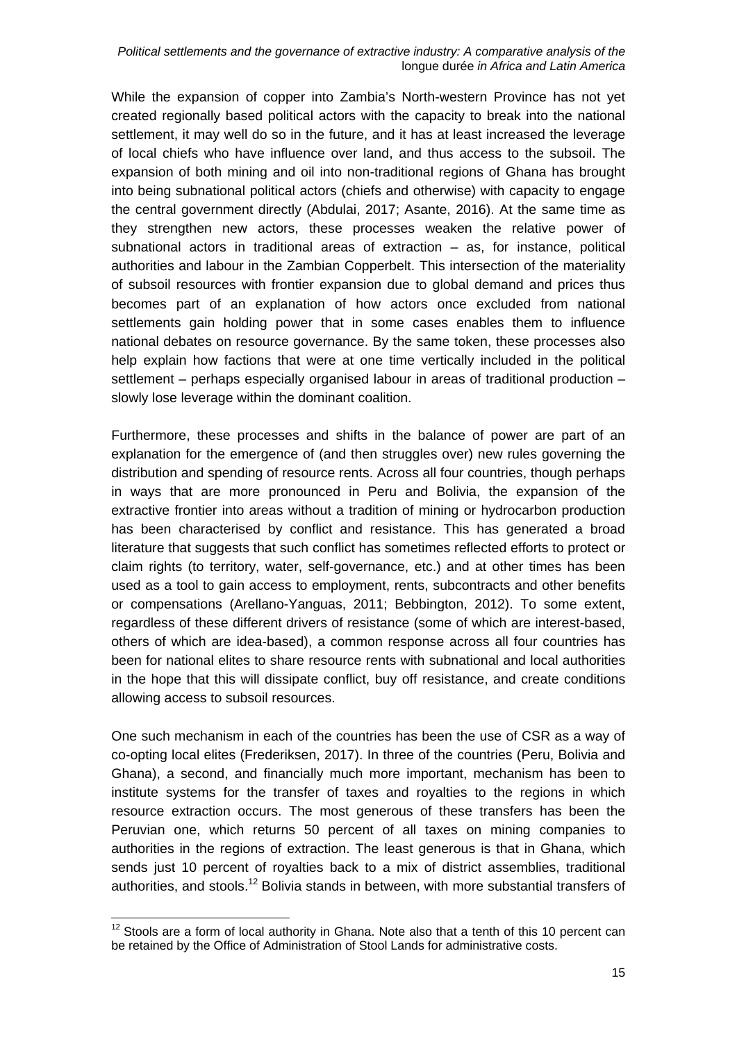While the expansion of copper into Zambia's North-western Province has not yet created regionally based political actors with the capacity to break into the national settlement, it may well do so in the future, and it has at least increased the leverage of local chiefs who have influence over land, and thus access to the subsoil. The expansion of both mining and oil into non-traditional regions of Ghana has brought into being subnational political actors (chiefs and otherwise) with capacity to engage the central government directly (Abdulai, 2017; Asante, 2016). At the same time as they strengthen new actors, these processes weaken the relative power of subnational actors in traditional areas of extraction – as, for instance, political authorities and labour in the Zambian Copperbelt. This intersection of the materiality of subsoil resources with frontier expansion due to global demand and prices thus becomes part of an explanation of how actors once excluded from national settlements gain holding power that in some cases enables them to influence national debates on resource governance. By the same token, these processes also help explain how factions that were at one time vertically included in the political settlement – perhaps especially organised labour in areas of traditional production – slowly lose leverage within the dominant coalition.

Furthermore, these processes and shifts in the balance of power are part of an explanation for the emergence of (and then struggles over) new rules governing the distribution and spending of resource rents. Across all four countries, though perhaps in ways that are more pronounced in Peru and Bolivia, the expansion of the extractive frontier into areas without a tradition of mining or hydrocarbon production has been characterised by conflict and resistance. This has generated a broad literature that suggests that such conflict has sometimes reflected efforts to protect or claim rights (to territory, water, self-governance, etc.) and at other times has been used as a tool to gain access to employment, rents, subcontracts and other benefits or compensations (Arellano-Yanguas, 2011; Bebbington, 2012). To some extent, regardless of these different drivers of resistance (some of which are interest-based, others of which are idea-based), a common response across all four countries has been for national elites to share resource rents with subnational and local authorities in the hope that this will dissipate conflict, buy off resistance, and create conditions allowing access to subsoil resources.

One such mechanism in each of the countries has been the use of CSR as a way of co-opting local elites (Frederiksen, 2017). In three of the countries (Peru, Bolivia and Ghana), a second, and financially much more important, mechanism has been to institute systems for the transfer of taxes and royalties to the regions in which resource extraction occurs. The most generous of these transfers has been the Peruvian one, which returns 50 percent of all taxes on mining companies to authorities in the regions of extraction. The least generous is that in Ghana, which sends just 10 percent of royalties back to a mix of district assemblies, traditional authorities, and stools.[12] Bolivia stands in between, with more substantial transfers of

[12] Stools are a form of local authority in Ghana. Note also that a tenth of this 10 percent can be retained by the Office of Administration of Stool Lands for administrative costs.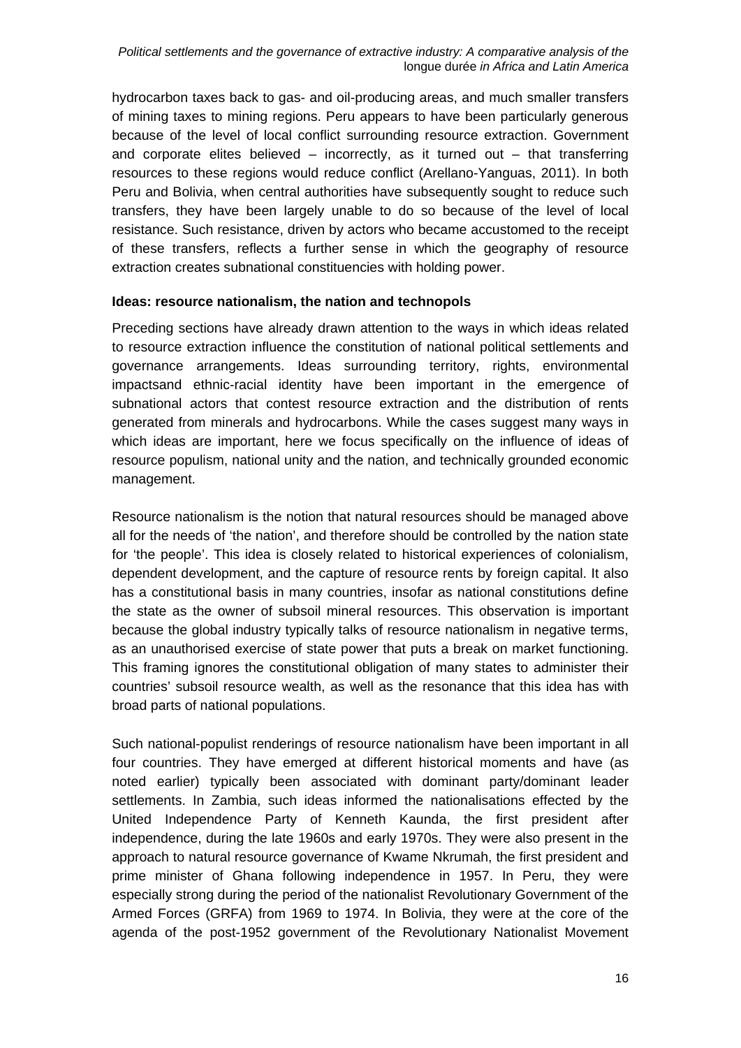hydrocarbon taxes back to gas- and oil-producing areas, and much smaller transfers of mining taxes to mining regions. Peru appears to have been particularly generous because of the level of local conflict surrounding resource extraction. Government and corporate elites believed – incorrectly, as it turned out – that transferring resources to these regions would reduce conflict (Arellano-Yanguas, 2011). In both Peru and Bolivia, when central authorities have subsequently sought to reduce such transfers, they have been largely unable to do so because of the level of local resistance. Such resistance, driven by actors who became accustomed to the receipt of these transfers, reflects a further sense in which the geography of resource extraction creates subnational constituencies with holding power.

**Ideas: resource nationalism, the nation and technopols**

Preceding sections have already drawn attention to the ways in which ideas related to resource extraction influence the constitution of national political settlements and governance arrangements. Ideas surrounding territory, rights, environmental impactsand ethnic-racial identity have been important in the emergence of subnational actors that contest resource extraction and the distribution of rents generated from minerals and hydrocarbons. While the cases suggest many ways in which ideas are important, here we focus specifically on the influence of ideas of resource populism, national unity and the nation, and technically grounded economic management.

Resource nationalism is the notion that natural resources should be managed above all for the needs of 'the nation', and therefore should be controlled by the nation state for 'the people'. This idea is closely related to historical experiences of colonialism, dependent development, and the capture of resource rents by foreign capital. It also has a constitutional basis in many countries, insofar as national constitutions define the state as the owner of subsoil mineral resources. This observation is important because the global industry typically talks of resource nationalism in negative terms, as an unauthorised exercise of state power that puts a break on market functioning. This framing ignores the constitutional obligation of many states to administer their countries' subsoil resource wealth, as well as the resonance that this idea has with broad parts of national populations.

Such national-populist renderings of resource nationalism have been important in all four countries. They have emerged at different historical moments and have (as noted earlier) typically been associated with dominant party/dominant leader settlements. In Zambia, such ideas informed the nationalisations effected by the United Independence Party of Kenneth Kaunda, the first president after independence, during the late 1960s and early 1970s. They were also present in the approach to natural resource governance of Kwame Nkrumah, the first president and prime minister of Ghana following independence in 1957. In Peru, they were especially strong during the period of the nationalist Revolutionary Government of the Armed Forces (GRFA) from 1969 to 1974. In Bolivia, they were at the core of the agenda of the post-1952 government of the Revolutionary Nationalist Movement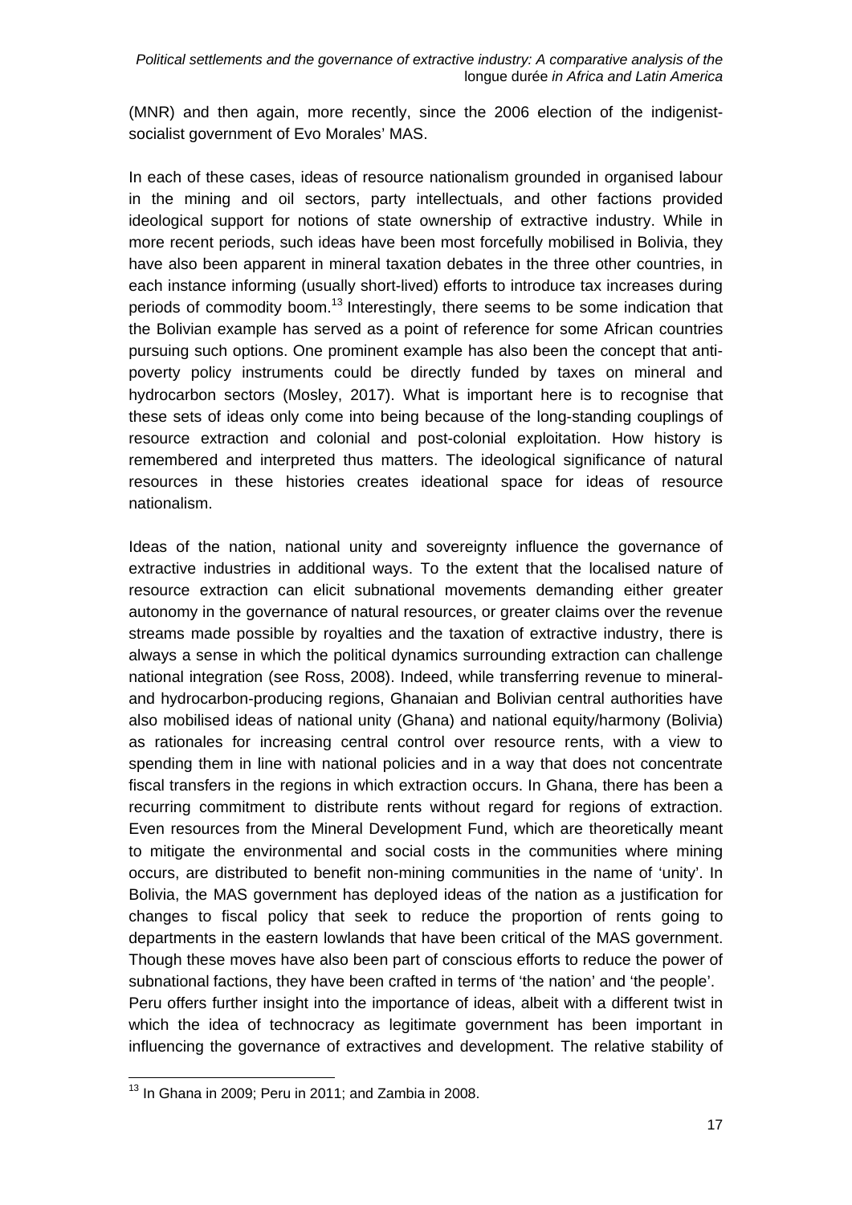(MNR) and then again, more recently, since the 2006 election of the indigenist-socialist government of Evo Morales' MAS.

In each of these cases, ideas of resource nationalism grounded in organised labour in the mining and oil sectors, party intellectuals, and other factions provided ideological support for notions of state ownership of extractive industry. While in more recent periods, such ideas have been most forcefully mobilised in Bolivia, they have also been apparent in mineral taxation debates in the three other countries, in each instance informing (usually short-lived) efforts to introduce tax increases during periods of commodity boom.[13] Interestingly, there seems to be some indication that the Bolivian example has served as a point of reference for some African countries pursuing such options. One prominent example has also been the concept that anti-poverty policy instruments could be directly funded by taxes on mineral and hydrocarbon sectors (Mosley, 2017). What is important here is to recognise that these sets of ideas only come into being because of the long-standing couplings of resource extraction and colonial and post-colonial exploitation. How history is remembered and interpreted thus matters. The ideological significance of natural resources in these histories creates ideational space for ideas of resource nationalism.

Ideas of the nation, national unity and sovereignty influence the governance of extractive industries in additional ways. To the extent that the localised nature of resource extraction can elicit subnational movements demanding either greater autonomy in the governance of natural resources, or greater claims over the revenue streams made possible by royalties and the taxation of extractive industry, there is always a sense in which the political dynamics surrounding extraction can challenge national integration (see Ross, 2008). Indeed, while transferring revenue to mineral- and hydrocarbon-producing regions, Ghanaian and Bolivian central authorities have also mobilised ideas of national unity (Ghana) and national equity/harmony (Bolivia) as rationales for increasing central control over resource rents, with a view to spending them in line with national policies and in a way that does not concentrate fiscal transfers in the regions in which extraction occurs. In Ghana, there has been a recurring commitment to distribute rents without regard for regions of extraction. Even resources from the Mineral Development Fund, which are theoretically meant to mitigate the environmental and social costs in the communities where mining occurs, are distributed to benefit non-mining communities in the name of 'unity'. In Bolivia, the MAS government has deployed ideas of the nation as a justification for changes to fiscal policy that seek to reduce the proportion of rents going to departments in the eastern lowlands that have been critical of the MAS government. Though these moves have also been part of conscious efforts to reduce the power of subnational factions, they have been crafted in terms of 'the nation' and 'the people'.

Peru offers further insight into the importance of ideas, albeit with a different twist in which the idea of technocracy as legitimate government has been important in influencing the governance of extractives and development. The relative stability of

[13] In Ghana in 2009; Peru in 2011; and Zambia in 2008.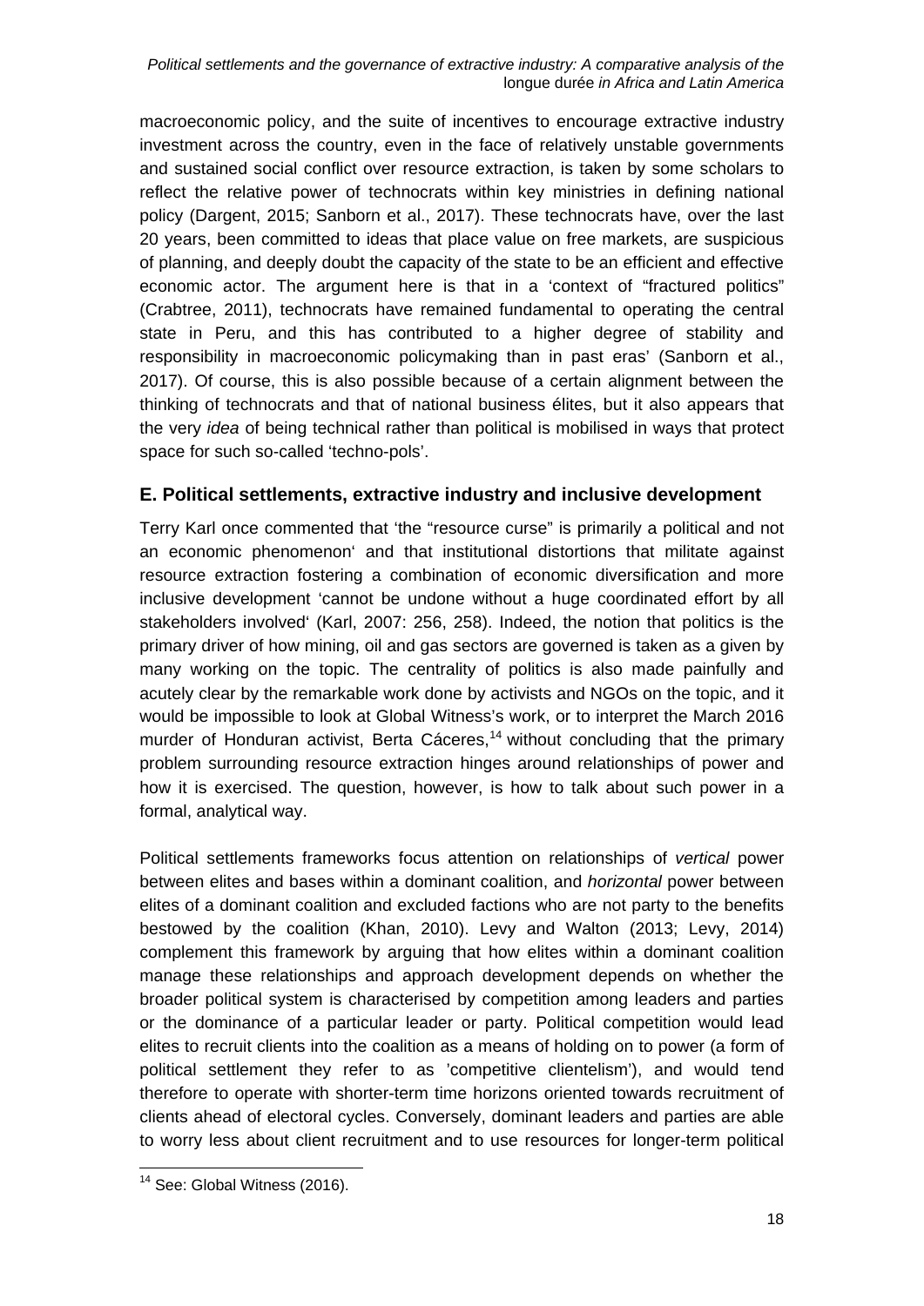macroeconomic policy, and the suite of incentives to encourage extractive industry investment across the country, even in the face of relatively unstable governments and sustained social conflict over resource extraction, is taken by some scholars to reflect the relative power of technocrats within key ministries in defining national policy (Dargent, 2015; Sanborn et al., 2017). These technocrats have, over the last 20 years, been committed to ideas that place value on free markets, are suspicious of planning, and deeply doubt the capacity of the state to be an efficient and effective economic actor. The argument here is that in a 'context of "fractured politics" (Crabtree, 2011), technocrats have remained fundamental to operating the central state in Peru, and this has contributed to a higher degree of stability and responsibility in macroeconomic policymaking than in past eras' (Sanborn et al., 2017). Of course, this is also possible because of a certain alignment between the thinking of technocrats and that of national business élites, but it also appears that the very *idea* of being technical rather than political is mobilised in ways that protect space for such so-called 'techno-pols'.

## E. Political settlements, extractive industry and inclusive development

Terry Karl once commented that 'the "resource curse" is primarily a political and not an economic phenomenon' and that institutional distortions that militate against resource extraction fostering a combination of economic diversification and more inclusive development 'cannot be undone without a huge coordinated effort by all stakeholders involved' (Karl, 2007: 256, 258). Indeed, the notion that politics is the primary driver of how mining, oil and gas sectors are governed is taken as a given by many working on the topic. The centrality of politics is also made painfully and acutely clear by the remarkable work done by activists and NGOs on the topic, and it would be impossible to look at Global Witness's work, or to interpret the March 2016 murder of Honduran activist, Berta Cáceres,[14] without concluding that the primary problem surrounding resource extraction hinges around relationships of power and how it is exercised. The question, however, is how to talk about such power in a formal, analytical way.

Political settlements frameworks focus attention on relationships of *vertical* power between elites and bases within a dominant coalition, and *horizontal* power between elites of a dominant coalition and excluded factions who are not party to the benefits bestowed by the coalition (Khan, 2010). Levy and Walton (2013; Levy, 2014) complement this framework by arguing that how elites within a dominant coalition manage these relationships and approach development depends on whether the broader political system is characterised by competition among leaders and parties or the dominance of a particular leader or party. Political competition would lead elites to recruit clients into the coalition as a means of holding on to power (a form of political settlement they refer to as 'competitive clientelism'), and would tend therefore to operate with shorter-term time horizons oriented towards recruitment of clients ahead of electoral cycles. Conversely, dominant leaders and parties are able to worry less about client recruitment and to use resources for longer-term political

[14] See: Global Witness (2016).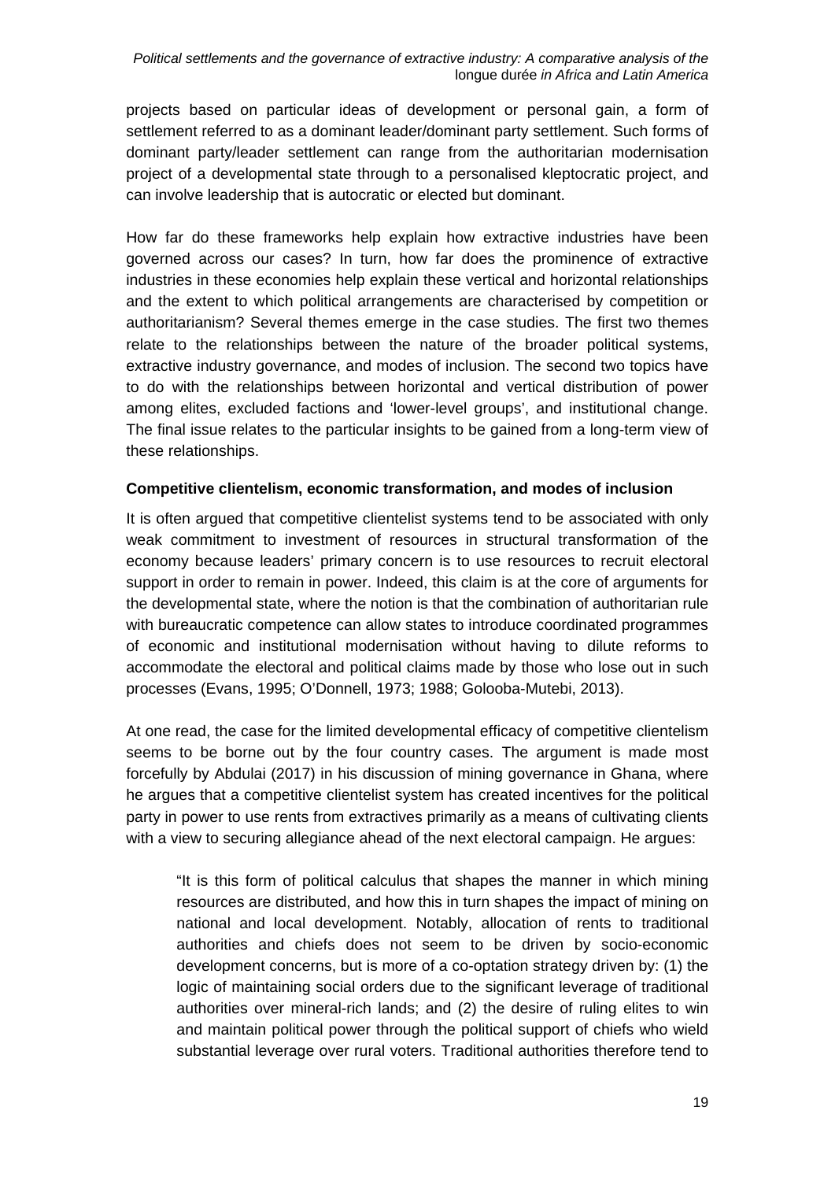projects based on particular ideas of development or personal gain, a form of settlement referred to as a dominant leader/dominant party settlement. Such forms of dominant party/leader settlement can range from the authoritarian modernisation project of a developmental state through to a personalised kleptocratic project, and can involve leadership that is autocratic or elected but dominant.

How far do these frameworks help explain how extractive industries have been governed across our cases? In turn, how far does the prominence of extractive industries in these economies help explain these vertical and horizontal relationships and the extent to which political arrangements are characterised by competition or authoritarianism? Several themes emerge in the case studies. The first two themes relate to the relationships between the nature of the broader political systems, extractive industry governance, and modes of inclusion. The second two topics have to do with the relationships between horizontal and vertical distribution of power among elites, excluded factions and 'lower-level groups', and institutional change. The final issue relates to the particular insights to be gained from a long-term view of these relationships.

**Competitive clientelism, economic transformation, and modes of inclusion**

It is often argued that competitive clientelist systems tend to be associated with only weak commitment to investment of resources in structural transformation of the economy because leaders' primary concern is to use resources to recruit electoral support in order to remain in power. Indeed, this claim is at the core of arguments for the developmental state, where the notion is that the combination of authoritarian rule with bureaucratic competence can allow states to introduce coordinated programmes of economic and institutional modernisation without having to dilute reforms to accommodate the electoral and political claims made by those who lose out in such processes (Evans, 1995; O'Donnell, 1973; 1988; Golooba-Mutebi, 2013).

At one read, the case for the limited developmental efficacy of competitive clientelism seems to be borne out by the four country cases. The argument is made most forcefully by Abdulai (2017) in his discussion of mining governance in Ghana, where he argues that a competitive clientelist system has created incentives for the political party in power to use rents from extractives primarily as a means of cultivating clients with a view to securing allegiance ahead of the next electoral campaign. He argues:

> "It is this form of political calculus that shapes the manner in which mining resources are distributed, and how this in turn shapes the impact of mining on national and local development. Notably, allocation of rents to traditional authorities and chiefs does not seem to be driven by socio-economic development concerns, but is more of a co-optation strategy driven by: (1) the logic of maintaining social orders due to the significant leverage of traditional authorities over mineral-rich lands; and (2) the desire of ruling elites to win and maintain political power through the political support of chiefs who wield substantial leverage over rural voters. Traditional authorities therefore tend to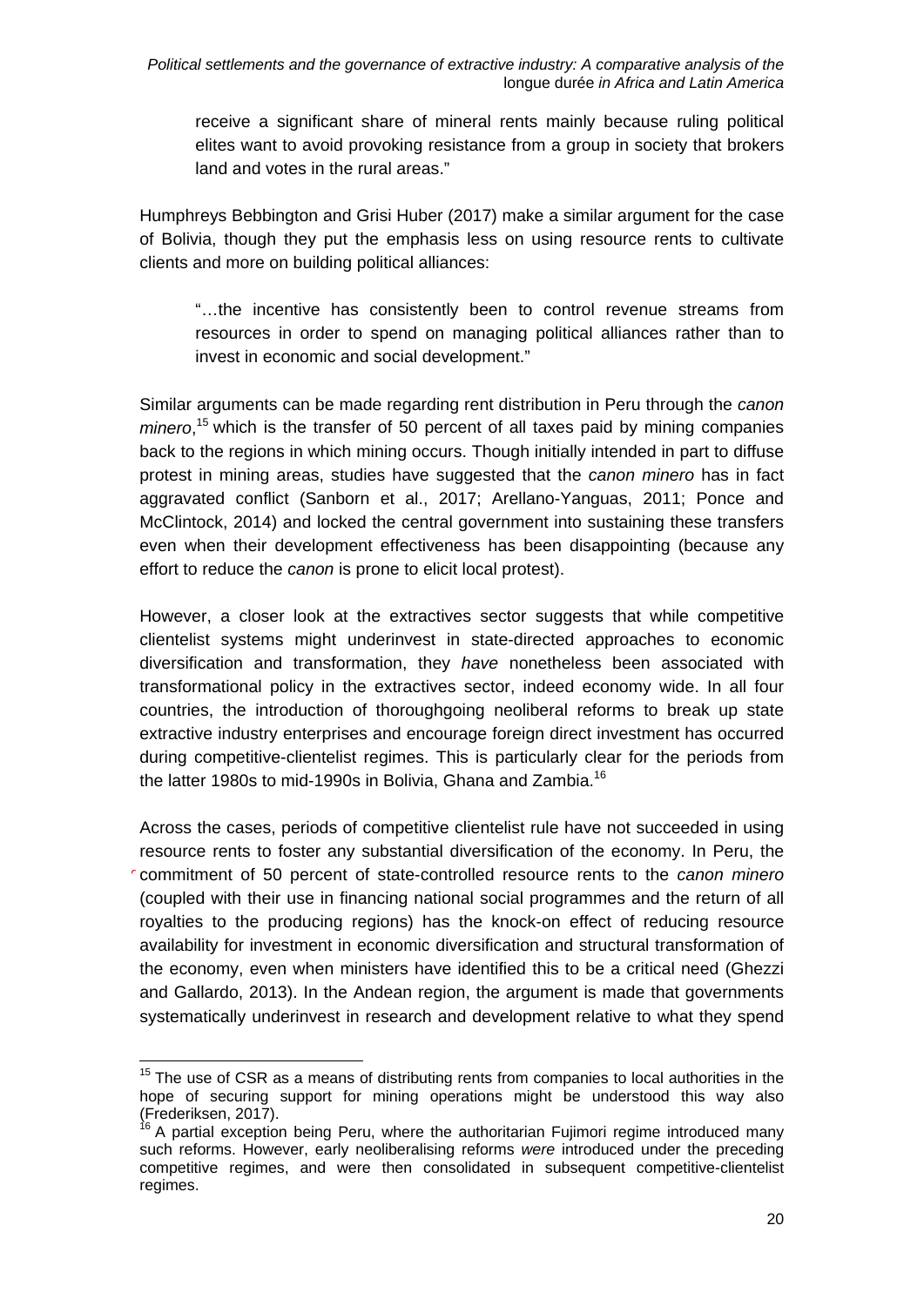receive a significant share of mineral rents mainly because ruling political elites want to avoid provoking resistance from a group in society that brokers land and votes in the rural areas."

Humphreys Bebbington and Grisi Huber (2017) make a similar argument for the case of Bolivia, though they put the emphasis less on using resource rents to cultivate clients and more on building political alliances:

> "…the incentive has consistently been to control revenue streams from resources in order to spend on managing political alliances rather than to invest in economic and social development."

Similar arguments can be made regarding rent distribution in Peru through the *canon minero*,[15] which is the transfer of 50 percent of all taxes paid by mining companies back to the regions in which mining occurs. Though initially intended in part to diffuse protest in mining areas, studies have suggested that the *canon minero* has in fact aggravated conflict (Sanborn et al., 2017; Arellano-Yanguas, 2011; Ponce and McClintock, 2014) and locked the central government into sustaining these transfers even when their development effectiveness has been disappointing (because any effort to reduce the *canon* is prone to elicit local protest).

However, a closer look at the extractives sector suggests that while competitive clientelist systems might underinvest in state-directed approaches to economic diversification and transformation, they *have* nonetheless been associated with transformational policy in the extractives sector, indeed economy wide. In all four countries, the introduction of thoroughgoing neoliberal reforms to break up state extractive industry enterprises and encourage foreign direct investment has occurred during competitive-clientelist regimes. This is particularly clear for the periods from the latter 1980s to mid-1990s in Bolivia, Ghana and Zambia.[16]

Across the cases, periods of competitive clientelist rule have not succeeded in using resource rents to foster any substantial diversification of the economy. In Peru, the commitment of 50 percent of state-controlled resource rents to the *canon minero* (coupled with their use in financing national social programmes and the return of all royalties to the producing regions) has the knock-on effect of reducing resource availability for investment in economic diversification and structural transformation of the economy, even when ministers have identified this to be a critical need (Ghezzi and Gallardo, 2013). In the Andean region, the argument is made that governments systematically underinvest in research and development relative to what they spend

---

[15] The use of CSR as a means of distributing rents from companies to local authorities in the hope of securing support for mining operations might be understood this way also (Frederiksen, 2017).

[16] A partial exception being Peru, where the authoritarian Fujimori regime introduced many such reforms. However, early neoliberalising reforms *were* introduced under the preceding competitive regimes, and were then consolidated in subsequent competitive-clientelist regimes.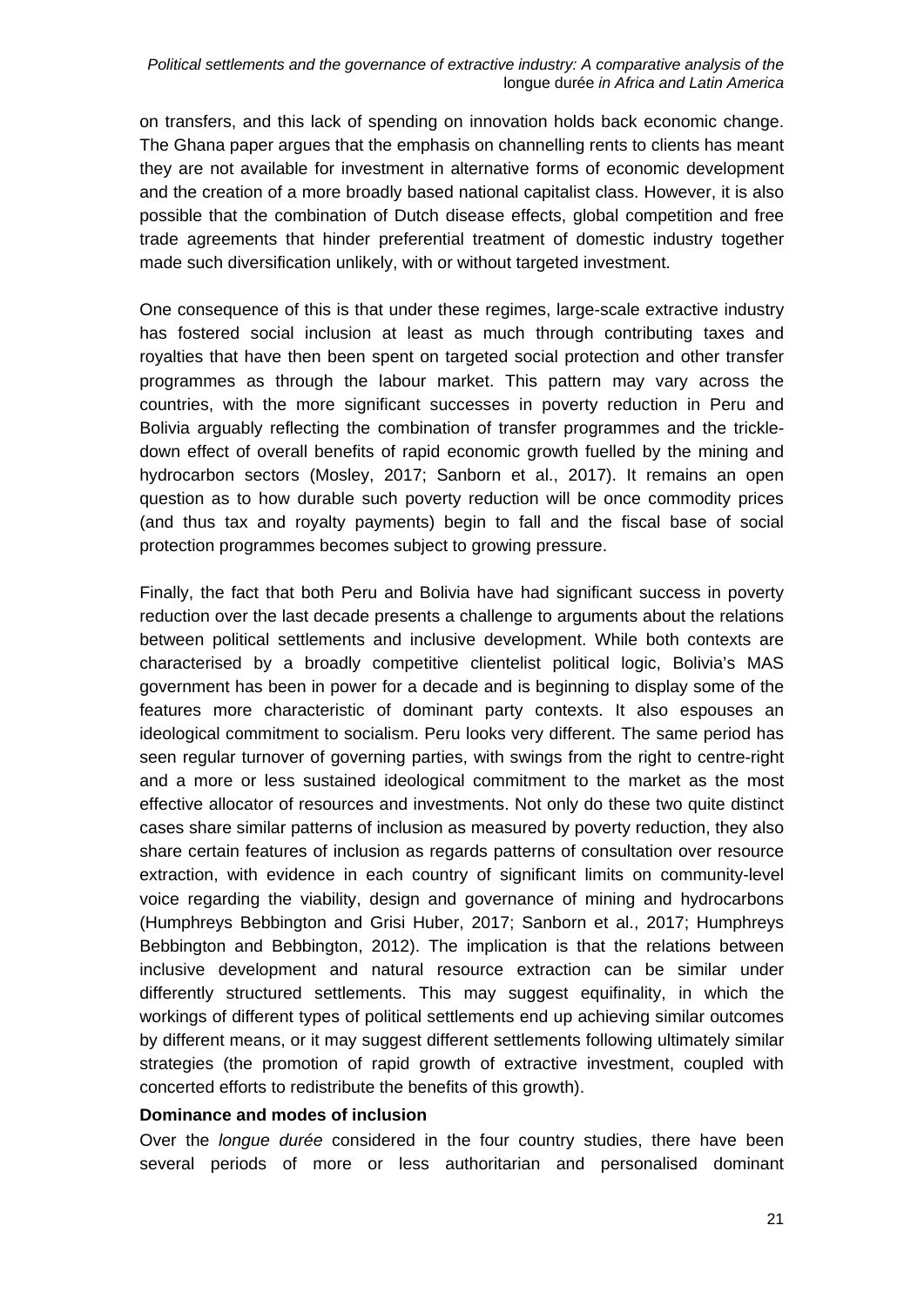on transfers, and this lack of spending on innovation holds back economic change. The Ghana paper argues that the emphasis on channelling rents to clients has meant they are not available for investment in alternative forms of economic development and the creation of a more broadly based national capitalist class. However, it is also possible that the combination of Dutch disease effects, global competition and free trade agreements that hinder preferential treatment of domestic industry together made such diversification unlikely, with or without targeted investment.

One consequence of this is that under these regimes, large-scale extractive industry has fostered social inclusion at least as much through contributing taxes and royalties that have then been spent on targeted social protection and other transfer programmes as through the labour market. This pattern may vary across the countries, with the more significant successes in poverty reduction in Peru and Bolivia arguably reflecting the combination of transfer programmes and the trickle-down effect of overall benefits of rapid economic growth fuelled by the mining and hydrocarbon sectors (Mosley, 2017; Sanborn et al., 2017). It remains an open question as to how durable such poverty reduction will be once commodity prices (and thus tax and royalty payments) begin to fall and the fiscal base of social protection programmes becomes subject to growing pressure.

Finally, the fact that both Peru and Bolivia have had significant success in poverty reduction over the last decade presents a challenge to arguments about the relations between political settlements and inclusive development. While both contexts are characterised by a broadly competitive clientelist political logic, Bolivia's MAS government has been in power for a decade and is beginning to display some of the features more characteristic of dominant party contexts. It also espouses an ideological commitment to socialism. Peru looks very different. The same period has seen regular turnover of governing parties, with swings from the right to centre-right and a more or less sustained ideological commitment to the market as the most effective allocator of resources and investments. Not only do these two quite distinct cases share similar patterns of inclusion as measured by poverty reduction, they also share certain features of inclusion as regards patterns of consultation over resource extraction, with evidence in each country of significant limits on community-level voice regarding the viability, design and governance of mining and hydrocarbons (Humphreys Bebbington and Grisi Huber, 2017; Sanborn et al., 2017; Humphreys Bebbington and Bebbington, 2012). The implication is that the relations between inclusive development and natural resource extraction can be similar under differently structured settlements. This may suggest equifinality, in which the workings of different types of political settlements end up achieving similar outcomes by different means, or it may suggest different settlements following ultimately similar strategies (the promotion of rapid growth of extractive investment, coupled with concerted efforts to redistribute the benefits of this growth).

**Dominance and modes of inclusion**

Over the *longue durée* considered in the four country studies, there have been several periods of more or less authoritarian and personalised dominant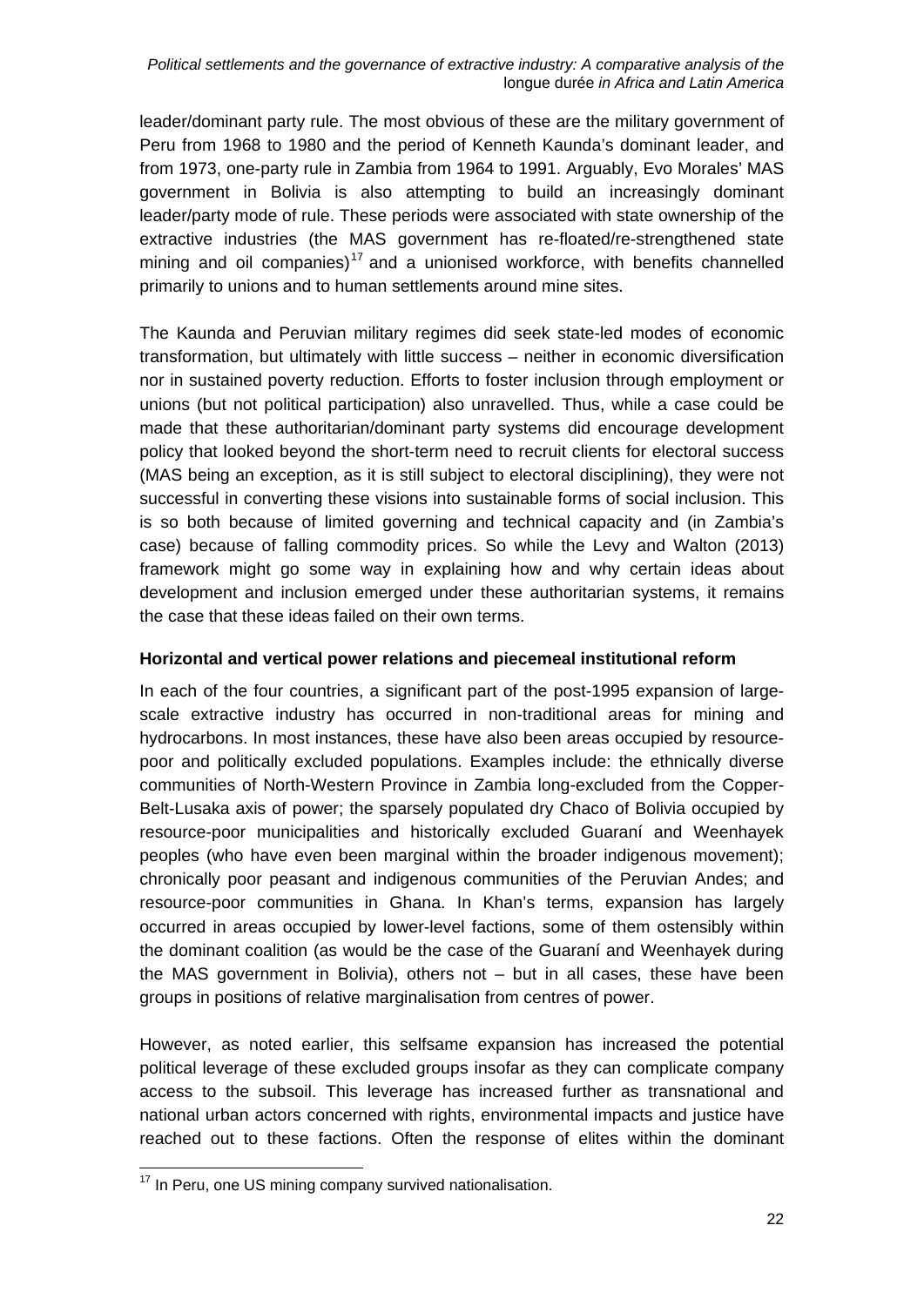leader/dominant party rule. The most obvious of these are the military government of Peru from 1968 to 1980 and the period of Kenneth Kaunda's dominant leader, and from 1973, one-party rule in Zambia from 1964 to 1991. Arguably, Evo Morales' MAS government in Bolivia is also attempting to build an increasingly dominant leader/party mode of rule. These periods were associated with state ownership of the extractive industries (the MAS government has re-floated/re-strengthened state mining and oil companies)[17] and a unionised workforce, with benefits channelled primarily to unions and to human settlements around mine sites.

The Kaunda and Peruvian military regimes did seek state-led modes of economic transformation, but ultimately with little success – neither in economic diversification nor in sustained poverty reduction. Efforts to foster inclusion through employment or unions (but not political participation) also unravelled. Thus, while a case could be made that these authoritarian/dominant party systems did encourage development policy that looked beyond the short-term need to recruit clients for electoral success (MAS being an exception, as it is still subject to electoral disciplining), they were not successful in converting these visions into sustainable forms of social inclusion. This is so both because of limited governing and technical capacity and (in Zambia's case) because of falling commodity prices. So while the Levy and Walton (2013) framework might go some way in explaining how and why certain ideas about development and inclusion emerged under these authoritarian systems, it remains the case that these ideas failed on their own terms.

**Horizontal and vertical power relations and piecemeal institutional reform**

In each of the four countries, a significant part of the post-1995 expansion of large-scale extractive industry has occurred in non-traditional areas for mining and hydrocarbons. In most instances, these have also been areas occupied by resource-poor and politically excluded populations. Examples include: the ethnically diverse communities of North-Western Province in Zambia long-excluded from the Copper-Belt-Lusaka axis of power; the sparsely populated dry Chaco of Bolivia occupied by resource-poor municipalities and historically excluded Guaraní and Weenhayek peoples (who have even been marginal within the broader indigenous movement); chronically poor peasant and indigenous communities of the Peruvian Andes; and resource-poor communities in Ghana. In Khan's terms, expansion has largely occurred in areas occupied by lower-level factions, some of them ostensibly within the dominant coalition (as would be the case of the Guaraní and Weenhayek during the MAS government in Bolivia), others not – but in all cases, these have been groups in positions of relative marginalisation from centres of power.

However, as noted earlier, this selfsame expansion has increased the potential political leverage of these excluded groups insofar as they can complicate company access to the subsoil. This leverage has increased further as transnational and national urban actors concerned with rights, environmental impacts and justice have reached out to these factions. Often the response of elites within the dominant

[17] In Peru, one US mining company survived nationalisation.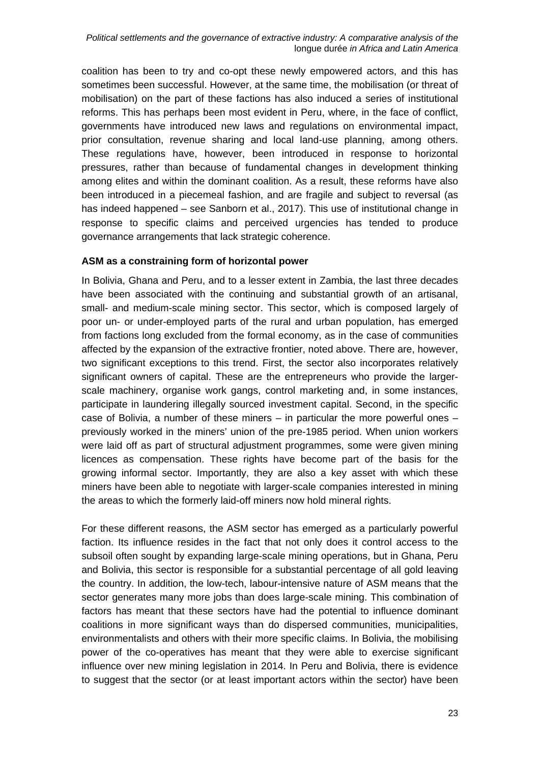coalition has been to try and co-opt these newly empowered actors, and this has sometimes been successful. However, at the same time, the mobilisation (or threat of mobilisation) on the part of these factions has also induced a series of institutional reforms. This has perhaps been most evident in Peru, where, in the face of conflict, governments have introduced new laws and regulations on environmental impact, prior consultation, revenue sharing and local land-use planning, among others. These regulations have, however, been introduced in response to horizontal pressures, rather than because of fundamental changes in development thinking among elites and within the dominant coalition. As a result, these reforms have also been introduced in a piecemeal fashion, and are fragile and subject to reversal (as has indeed happened – see Sanborn et al., 2017). This use of institutional change in response to specific claims and perceived urgencies has tended to produce governance arrangements that lack strategic coherence.

**ASM as a constraining form of horizontal power**

In Bolivia, Ghana and Peru, and to a lesser extent in Zambia, the last three decades have been associated with the continuing and substantial growth of an artisanal, small- and medium-scale mining sector. This sector, which is composed largely of poor un- or under-employed parts of the rural and urban population, has emerged from factions long excluded from the formal economy, as in the case of communities affected by the expansion of the extractive frontier, noted above. There are, however, two significant exceptions to this trend. First, the sector also incorporates relatively significant owners of capital. These are the entrepreneurs who provide the larger-scale machinery, organise work gangs, control marketing and, in some instances, participate in laundering illegally sourced investment capital. Second, in the specific case of Bolivia, a number of these miners – in particular the more powerful ones – previously worked in the miners' union of the pre-1985 period. When union workers were laid off as part of structural adjustment programmes, some were given mining licences as compensation. These rights have become part of the basis for the growing informal sector. Importantly, they are also a key asset with which these miners have been able to negotiate with larger-scale companies interested in mining the areas to which the formerly laid-off miners now hold mineral rights.

For these different reasons, the ASM sector has emerged as a particularly powerful faction. Its influence resides in the fact that not only does it control access to the subsoil often sought by expanding large-scale mining operations, but in Ghana, Peru and Bolivia, this sector is responsible for a substantial percentage of all gold leaving the country. In addition, the low-tech, labour-intensive nature of ASM means that the sector generates many more jobs than does large-scale mining. This combination of factors has meant that these sectors have had the potential to influence dominant coalitions in more significant ways than do dispersed communities, municipalities, environmentalists and others with their more specific claims. In Bolivia, the mobilising power of the co-operatives has meant that they were able to exercise significant influence over new mining legislation in 2014. In Peru and Bolivia, there is evidence to suggest that the sector (or at least important actors within the sector) have been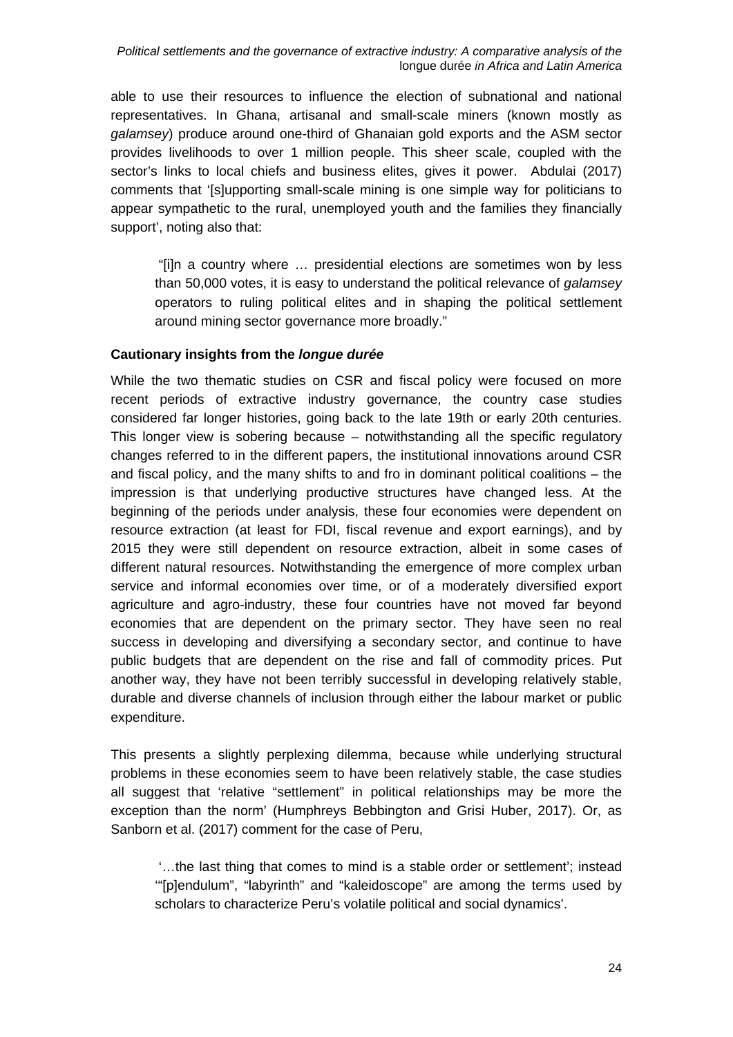able to use their resources to influence the election of subnational and national representatives. In Ghana, artisanal and small-scale miners (known mostly as *galamsey*) produce around one-third of Ghanaian gold exports and the ASM sector provides livelihoods to over 1 million people. This sheer scale, coupled with the sector's links to local chiefs and business elites, gives it power. Abdulai (2017) comments that '[s]upporting small-scale mining is one simple way for politicians to appear sympathetic to the rural, unemployed youth and the families they financially support', noting also that:

> "[i]n a country where … presidential elections are sometimes won by less than 50,000 votes, it is easy to understand the political relevance of *galamsey* operators to ruling political elites and in shaping the political settlement around mining sector governance more broadly."

**Cautionary insights from the *longue durée***

While the two thematic studies on CSR and fiscal policy were focused on more recent periods of extractive industry governance, the country case studies considered far longer histories, going back to the late 19th or early 20th centuries. This longer view is sobering because – notwithstanding all the specific regulatory changes referred to in the different papers, the institutional innovations around CSR and fiscal policy, and the many shifts to and fro in dominant political coalitions – the impression is that underlying productive structures have changed less. At the beginning of the periods under analysis, these four economies were dependent on resource extraction (at least for FDI, fiscal revenue and export earnings), and by 2015 they were still dependent on resource extraction, albeit in some cases of different natural resources. Notwithstanding the emergence of more complex urban service and informal economies over time, or of a moderately diversified export agriculture and agro-industry, these four countries have not moved far beyond economies that are dependent on the primary sector. They have seen no real success in developing and diversifying a secondary sector, and continue to have public budgets that are dependent on the rise and fall of commodity prices. Put another way, they have not been terribly successful in developing relatively stable, durable and diverse channels of inclusion through either the labour market or public expenditure.

This presents a slightly perplexing dilemma, because while underlying structural problems in these economies seem to have been relatively stable, the case studies all suggest that 'relative "settlement" in political relationships may be more the exception than the norm' (Humphreys Bebbington and Grisi Huber, 2017). Or, as Sanborn et al. (2017) comment for the case of Peru,

> '…the last thing that comes to mind is a stable order or settlement'; instead '"[p]endulum", "labyrinth" and "kaleidoscope" are among the terms used by scholars to characterize Peru's volatile political and social dynamics'.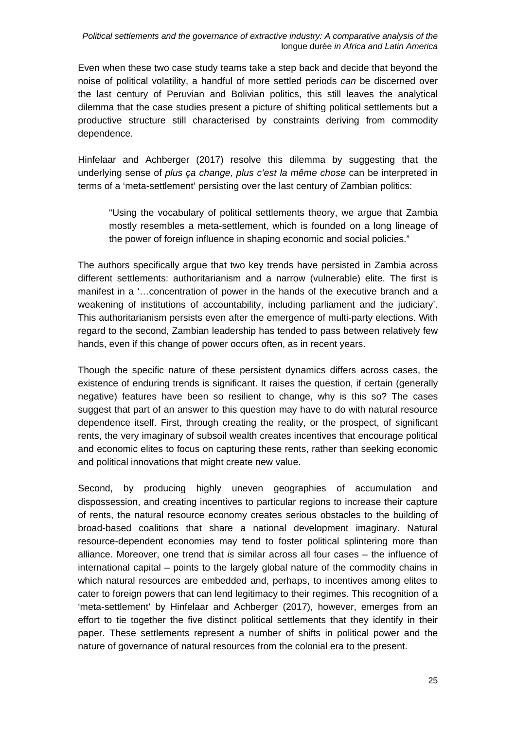Even when these two case study teams take a step back and decide that beyond the noise of political volatility, a handful of more settled periods *can* be discerned over the last century of Peruvian and Bolivian politics, this still leaves the analytical dilemma that the case studies present a picture of shifting political settlements but a productive structure still characterised by constraints deriving from commodity dependence.

Hinfelaar and Achberger (2017) resolve this dilemma by suggesting that the underlying sense of *plus ça change, plus c'est la même chose* can be interpreted in terms of a 'meta-settlement' persisting over the last century of Zambian politics:

> "Using the vocabulary of political settlements theory, we argue that Zambia mostly resembles a meta-settlement, which is founded on a long lineage of the power of foreign influence in shaping economic and social policies."

The authors specifically argue that two key trends have persisted in Zambia across different settlements: authoritarianism and a narrow (vulnerable) elite. The first is manifest in a '…concentration of power in the hands of the executive branch and a weakening of institutions of accountability, including parliament and the judiciary'. This authoritarianism persists even after the emergence of multi-party elections. With regard to the second, Zambian leadership has tended to pass between relatively few hands, even if this change of power occurs often, as in recent years.

Though the specific nature of these persistent dynamics differs across cases, the existence of enduring trends is significant. It raises the question, if certain (generally negative) features have been so resilient to change, why is this so? The cases suggest that part of an answer to this question may have to do with natural resource dependence itself. First, through creating the reality, or the prospect, of significant rents, the very imaginary of subsoil wealth creates incentives that encourage political and economic elites to focus on capturing these rents, rather than seeking economic and political innovations that might create new value.

Second, by producing highly uneven geographies of accumulation and dispossession, and creating incentives to particular regions to increase their capture of rents, the natural resource economy creates serious obstacles to the building of broad-based coalitions that share a national development imaginary. Natural resource-dependent economies may tend to foster political splintering more than alliance. Moreover, one trend that *is* similar across all four cases – the influence of international capital – points to the largely global nature of the commodity chains in which natural resources are embedded and, perhaps, to incentives among elites to cater to foreign powers that can lend legitimacy to their regimes. This recognition of a 'meta-settlement' by Hinfelaar and Achberger (2017), however, emerges from an effort to tie together the five distinct political settlements that they identify in their paper. These settlements represent a number of shifts in political power and the nature of governance of natural resources from the colonial era to the present.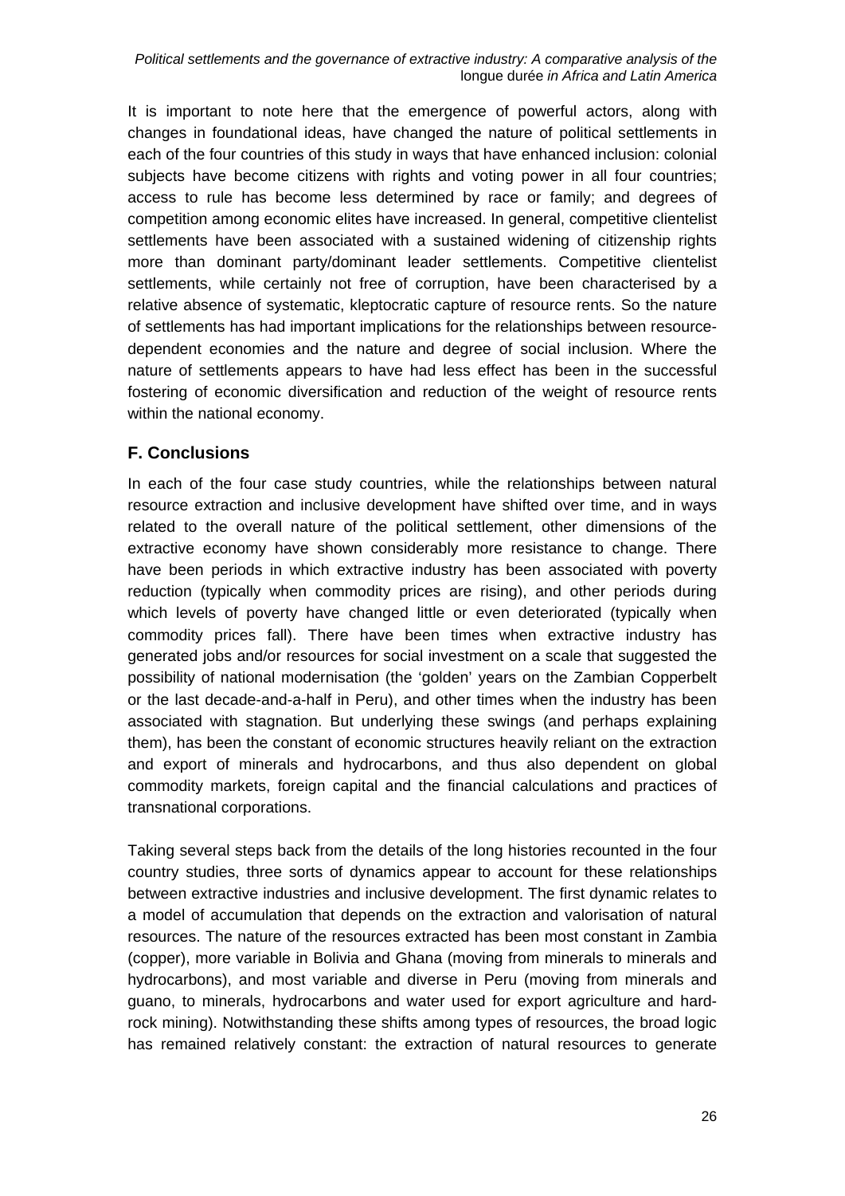It is important to note here that the emergence of powerful actors, along with changes in foundational ideas, have changed the nature of political settlements in each of the four countries of this study in ways that have enhanced inclusion: colonial subjects have become citizens with rights and voting power in all four countries; access to rule has become less determined by race or family; and degrees of competition among economic elites have increased. In general, competitive clientelist settlements have been associated with a sustained widening of citizenship rights more than dominant party/dominant leader settlements. Competitive clientelist settlements, while certainly not free of corruption, have been characterised by a relative absence of systematic, kleptocratic capture of resource rents. So the nature of settlements has had important implications for the relationships between resource-dependent economies and the nature and degree of social inclusion. Where the nature of settlements appears to have had less effect has been in the successful fostering of economic diversification and reduction of the weight of resource rents within the national economy.

## F. Conclusions

In each of the four case study countries, while the relationships between natural resource extraction and inclusive development have shifted over time, and in ways related to the overall nature of the political settlement, other dimensions of the extractive economy have shown considerably more resistance to change. There have been periods in which extractive industry has been associated with poverty reduction (typically when commodity prices are rising), and other periods during which levels of poverty have changed little or even deteriorated (typically when commodity prices fall). There have been times when extractive industry has generated jobs and/or resources for social investment on a scale that suggested the possibility of national modernisation (the 'golden' years on the Zambian Copperbelt or the last decade-and-a-half in Peru), and other times when the industry has been associated with stagnation. But underlying these swings (and perhaps explaining them), has been the constant of economic structures heavily reliant on the extraction and export of minerals and hydrocarbons, and thus also dependent on global commodity markets, foreign capital and the financial calculations and practices of transnational corporations.

Taking several steps back from the details of the long histories recounted in the four country studies, three sorts of dynamics appear to account for these relationships between extractive industries and inclusive development. The first dynamic relates to a model of accumulation that depends on the extraction and valorisation of natural resources. The nature of the resources extracted has been most constant in Zambia (copper), more variable in Bolivia and Ghana (moving from minerals to minerals and hydrocarbons), and most variable and diverse in Peru (moving from minerals and guano, to minerals, hydrocarbons and water used for export agriculture and hard-rock mining). Notwithstanding these shifts among types of resources, the broad logic has remained relatively constant: the extraction of natural resources to generate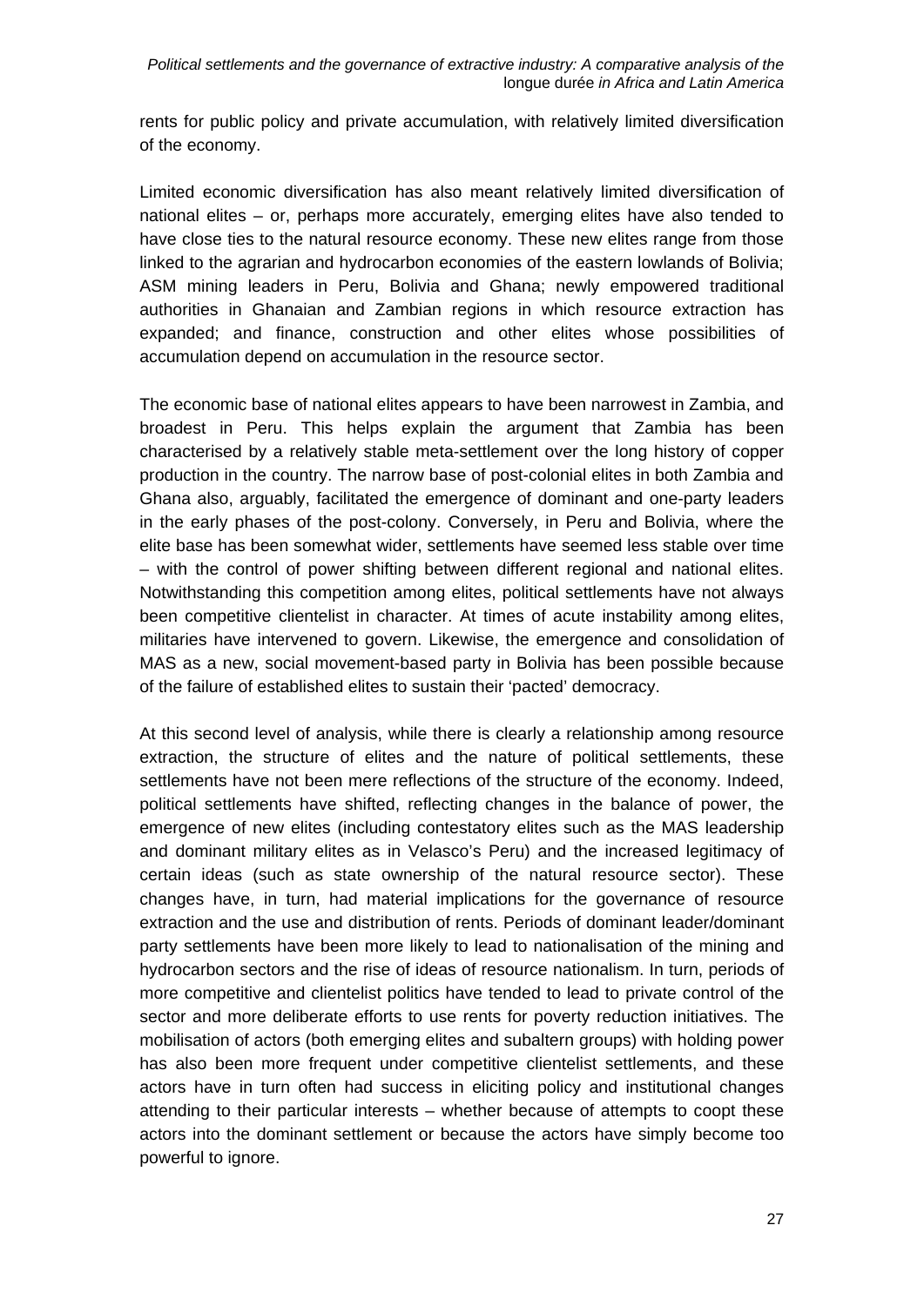rents for public policy and private accumulation, with relatively limited diversification of the economy.

Limited economic diversification has also meant relatively limited diversification of national elites – or, perhaps more accurately, emerging elites have also tended to have close ties to the natural resource economy. These new elites range from those linked to the agrarian and hydrocarbon economies of the eastern lowlands of Bolivia; ASM mining leaders in Peru, Bolivia and Ghana; newly empowered traditional authorities in Ghanaian and Zambian regions in which resource extraction has expanded; and finance, construction and other elites whose possibilities of accumulation depend on accumulation in the resource sector.

The economic base of national elites appears to have been narrowest in Zambia, and broadest in Peru. This helps explain the argument that Zambia has been characterised by a relatively stable meta-settlement over the long history of copper production in the country. The narrow base of post-colonial elites in both Zambia and Ghana also, arguably, facilitated the emergence of dominant and one-party leaders in the early phases of the post-colony. Conversely, in Peru and Bolivia, where the elite base has been somewhat wider, settlements have seemed less stable over time – with the control of power shifting between different regional and national elites. Notwithstanding this competition among elites, political settlements have not always been competitive clientelist in character. At times of acute instability among elites, militaries have intervened to govern. Likewise, the emergence and consolidation of MAS as a new, social movement-based party in Bolivia has been possible because of the failure of established elites to sustain their 'pacted' democracy.

At this second level of analysis, while there is clearly a relationship among resource extraction, the structure of elites and the nature of political settlements, these settlements have not been mere reflections of the structure of the economy. Indeed, political settlements have shifted, reflecting changes in the balance of power, the emergence of new elites (including contestatory elites such as the MAS leadership and dominant military elites as in Velasco's Peru) and the increased legitimacy of certain ideas (such as state ownership of the natural resource sector). These changes have, in turn, had material implications for the governance of resource extraction and the use and distribution of rents. Periods of dominant leader/dominant party settlements have been more likely to lead to nationalisation of the mining and hydrocarbon sectors and the rise of ideas of resource nationalism. In turn, periods of more competitive and clientelist politics have tended to lead to private control of the sector and more deliberate efforts to use rents for poverty reduction initiatives. The mobilisation of actors (both emerging elites and subaltern groups) with holding power has also been more frequent under competitive clientelist settlements, and these actors have in turn often had success in eliciting policy and institutional changes attending to their particular interests – whether because of attempts to coopt these actors into the dominant settlement or because the actors have simply become too powerful to ignore.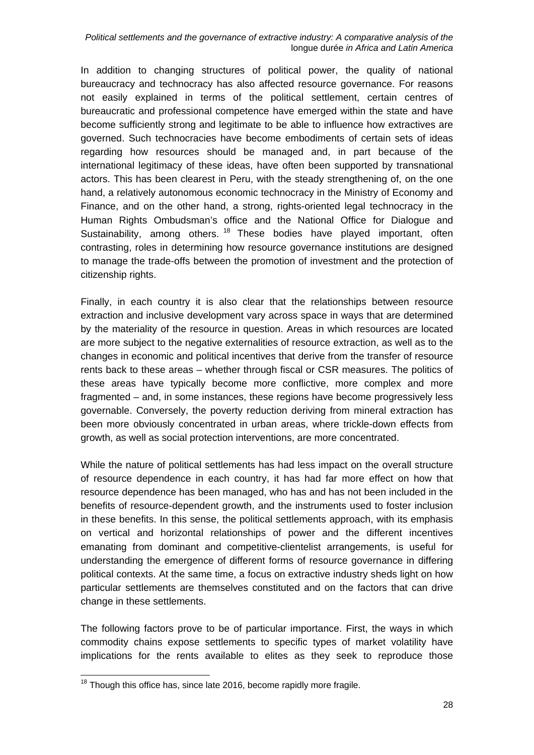In addition to changing structures of political power, the quality of national bureaucracy and technocracy has also affected resource governance. For reasons not easily explained in terms of the political settlement, certain centres of bureaucratic and professional competence have emerged within the state and have become sufficiently strong and legitimate to be able to influence how extractives are governed. Such technocracies have become embodiments of certain sets of ideas regarding how resources should be managed and, in part because of the international legitimacy of these ideas, have often been supported by transnational actors. This has been clearest in Peru, with the steady strengthening of, on the one hand, a relatively autonomous economic technocracy in the Ministry of Economy and Finance, and on the other hand, a strong, rights-oriented legal technocracy in the Human Rights Ombudsman's office and the National Office for Dialogue and Sustainability, among others.[18] These bodies have played important, often contrasting, roles in determining how resource governance institutions are designed to manage the trade-offs between the promotion of investment and the protection of citizenship rights.

Finally, in each country it is also clear that the relationships between resource extraction and inclusive development vary across space in ways that are determined by the materiality of the resource in question. Areas in which resources are located are more subject to the negative externalities of resource extraction, as well as to the changes in economic and political incentives that derive from the transfer of resource rents back to these areas – whether through fiscal or CSR measures. The politics of these areas have typically become more conflictive, more complex and more fragmented – and, in some instances, these regions have become progressively less governable. Conversely, the poverty reduction deriving from mineral extraction has been more obviously concentrated in urban areas, where trickle-down effects from growth, as well as social protection interventions, are more concentrated.

While the nature of political settlements has had less impact on the overall structure of resource dependence in each country, it has had far more effect on how that resource dependence has been managed, who has and has not been included in the benefits of resource-dependent growth, and the instruments used to foster inclusion in these benefits. In this sense, the political settlements approach, with its emphasis on vertical and horizontal relationships of power and the different incentives emanating from dominant and competitive-clientelist arrangements, is useful for understanding the emergence of different forms of resource governance in differing political contexts. At the same time, a focus on extractive industry sheds light on how particular settlements are themselves constituted and on the factors that can drive change in these settlements.

The following factors prove to be of particular importance. First, the ways in which commodity chains expose settlements to specific types of market volatility have implications for the rents available to elites as they seek to reproduce those

[18] Though this office has, since late 2016, become rapidly more fragile.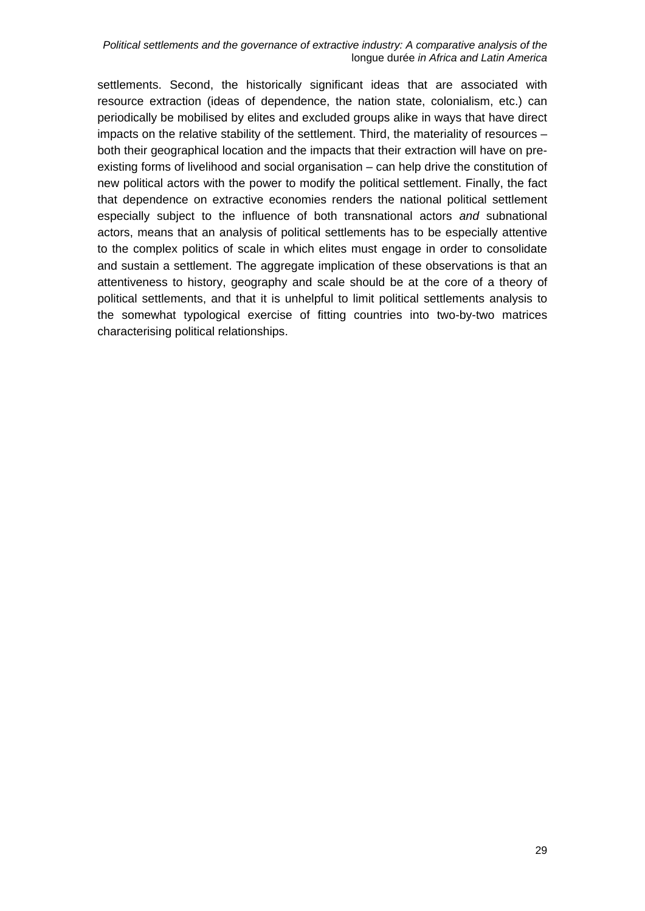settlements. Second, the historically significant ideas that are associated with resource extraction (ideas of dependence, the nation state, colonialism, etc.) can periodically be mobilised by elites and excluded groups alike in ways that have direct impacts on the relative stability of the settlement. Third, the materiality of resources – both their geographical location and the impacts that their extraction will have on pre-existing forms of livelihood and social organisation – can help drive the constitution of new political actors with the power to modify the political settlement. Finally, the fact that dependence on extractive economies renders the national political settlement especially subject to the influence of both transnational actors *and* subnational actors, means that an analysis of political settlements has to be especially attentive to the complex politics of scale in which elites must engage in order to consolidate and sustain a settlement. The aggregate implication of these observations is that an attentiveness to history, geography and scale should be at the core of a theory of political settlements, and that it is unhelpful to limit political settlements analysis to the somewhat typological exercise of fitting countries into two-by-two matrices characterising political relationships.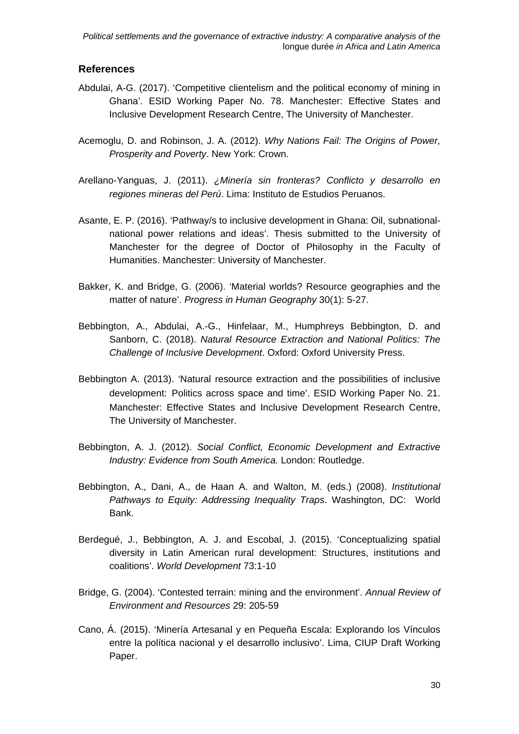## References

Abdulai, A-G. (2017). 'Competitive clientelism and the political economy of mining in Ghana'. ESID Working Paper No. 78. Manchester: Effective States and Inclusive Development Research Centre, The University of Manchester.

Acemoglu, D. and Robinson, J. A. (2012). *Why Nations Fail: The Origins of Power, Prosperity and Poverty*. New York: Crown.

Arellano-Yanguas, J. (2011). *¿Minería sin fronteras? Conflicto y desarrollo en regiones mineras del Perú*. Lima: Instituto de Estudios Peruanos.

Asante, E. P. (2016). 'Pathway/s to inclusive development in Ghana: Oil, subnational-national power relations and ideas'. Thesis submitted to the University of Manchester for the degree of Doctor of Philosophy in the Faculty of Humanities. Manchester: University of Manchester.

Bakker, K. and Bridge, G. (2006). 'Material worlds? Resource geographies and the matter of nature'. *Progress in Human Geography* 30(1): 5-27.

Bebbington, A., Abdulai, A.-G., Hinfelaar, M., Humphreys Bebbington, D. and Sanborn, C. (2018). *Natural Resource Extraction and National Politics: The Challenge of Inclusive Development*. Oxford: Oxford University Press.

Bebbington A. (2013). 'Natural resource extraction and the possibilities of inclusive development: Politics across space and time'. ESID Working Paper No. 21. Manchester: Effective States and Inclusive Development Research Centre, The University of Manchester.

Bebbington, A. J. (2012). *Social Conflict, Economic Development and Extractive Industry: Evidence from South America.* London: Routledge.

Bebbington, A., Dani, A., de Haan A. and Walton, M. (eds.) (2008). *Institutional Pathways to Equity: Addressing Inequality Traps*. Washington, DC: World Bank.

Berdegué, J., Bebbington, A. J. and Escobal, J. (2015). 'Conceptualizing spatial diversity in Latin American rural development: Structures, institutions and coalitions'. *World Development* 73:1-10

Bridge, G. (2004). 'Contested terrain: mining and the environment'. *Annual Review of Environment and Resources* 29: 205-59

Cano, Á. (2015). 'Minería Artesanal y en Pequeña Escala: Explorando los Vínculos entre la política nacional y el desarrollo inclusivo'. Lima, CIUP Draft Working Paper.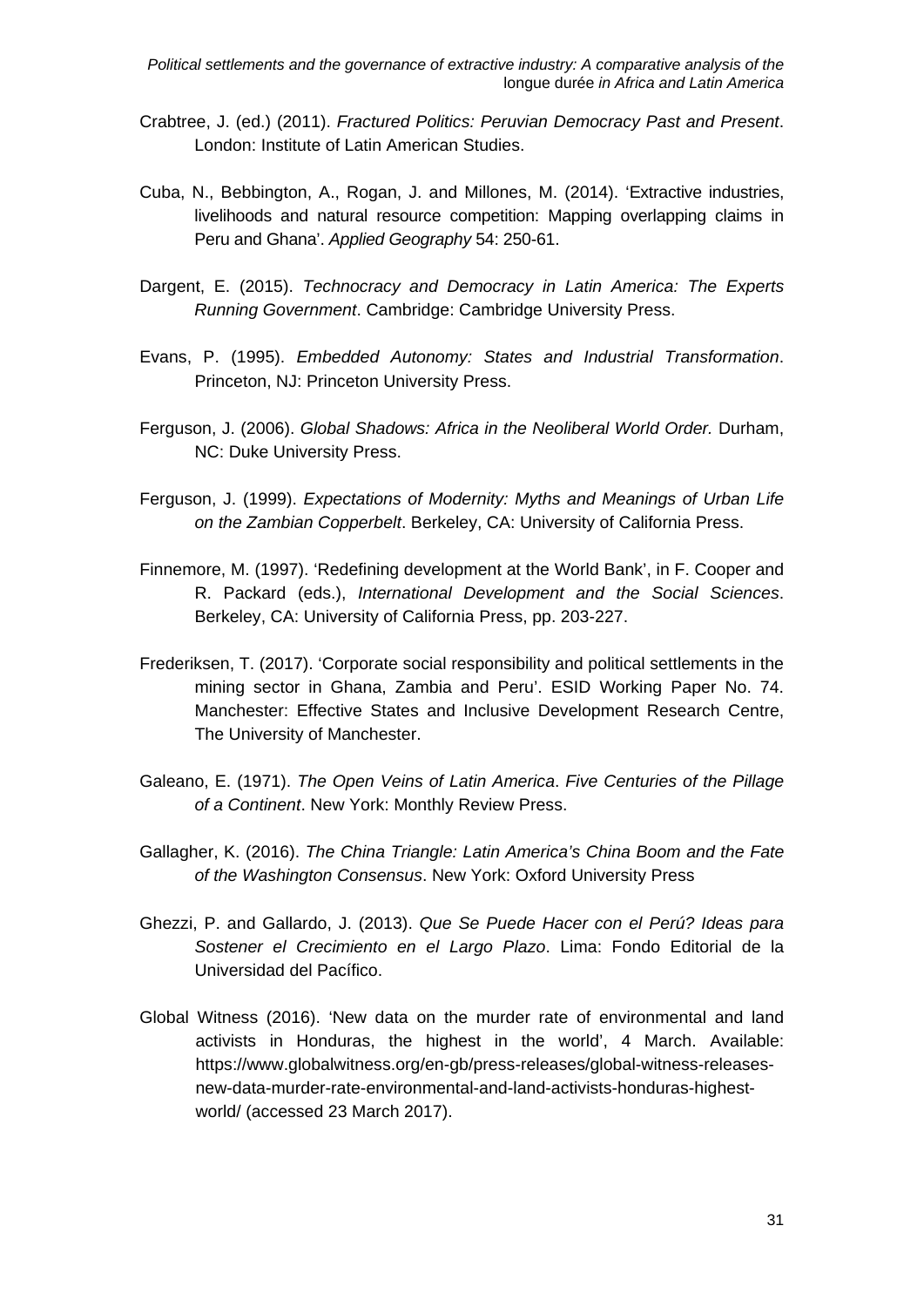Crabtree, J. (ed.) (2011). *Fractured Politics: Peruvian Democracy Past and Present*. London: Institute of Latin American Studies.

Cuba, N., Bebbington, A., Rogan, J. and Millones, M. (2014). 'Extractive industries, livelihoods and natural resource competition: Mapping overlapping claims in Peru and Ghana'. *Applied Geography* 54: 250-61.

Dargent, E. (2015). *Technocracy and Democracy in Latin America: The Experts Running Government*. Cambridge: Cambridge University Press.

Evans, P. (1995). *Embedded Autonomy: States and Industrial Transformation*. Princeton, NJ: Princeton University Press.

Ferguson, J. (2006). *Global Shadows: Africa in the Neoliberal World Order.* Durham, NC: Duke University Press.

Ferguson, J. (1999). *Expectations of Modernity: Myths and Meanings of Urban Life on the Zambian Copperbelt*. Berkeley, CA: University of California Press.

Finnemore, M. (1997). 'Redefining development at the World Bank', in F. Cooper and R. Packard (eds.), *International Development and the Social Sciences*. Berkeley, CA: University of California Press, pp. 203-227.

Frederiksen, T. (2017). 'Corporate social responsibility and political settlements in the mining sector in Ghana, Zambia and Peru'. ESID Working Paper No. 74. Manchester: Effective States and Inclusive Development Research Centre, The University of Manchester.

Galeano, E. (1971). *The Open Veins of Latin America*. *Five Centuries of the Pillage of a Continent*. New York: Monthly Review Press.

Gallagher, K. (2016). *The China Triangle: Latin America's China Boom and the Fate of the Washington Consensus*. New York: Oxford University Press

Ghezzi, P. and Gallardo, J. (2013). *Que Se Puede Hacer con el Perú? Ideas para Sostener el Crecimiento en el Largo Plazo*. Lima: Fondo Editorial de la Universidad del Pacífico.

Global Witness (2016). 'New data on the murder rate of environmental and land activists in Honduras, the highest in the world', 4 March. Available: https://www.globalwitness.org/en-gb/press-releases/global-witness-releases-new-data-murder-rate-environmental-and-land-activists-honduras-highest-world/ (accessed 23 March 2017).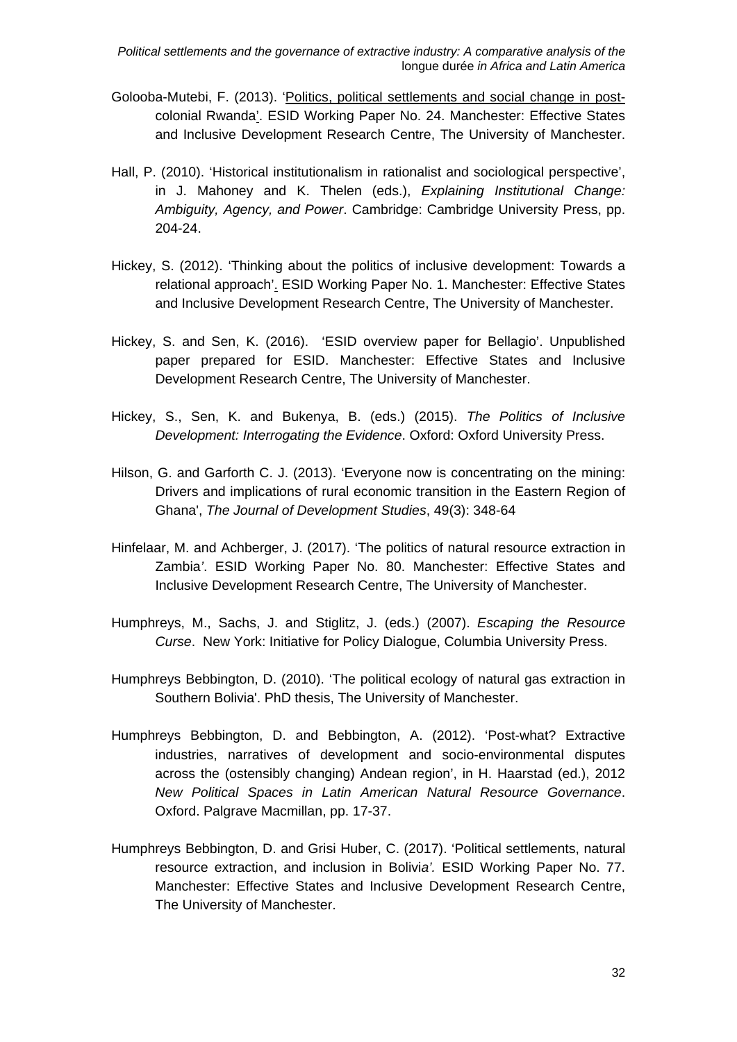Golooba-Mutebi, F. (2013). 'Politics, political settlements and social change in post-colonial Rwanda'. ESID Working Paper No. 24. Manchester: Effective States and Inclusive Development Research Centre, The University of Manchester.

Hall, P. (2010). 'Historical institutionalism in rationalist and sociological perspective', in J. Mahoney and K. Thelen (eds.), *Explaining Institutional Change: Ambiguity, Agency, and Power*. Cambridge: Cambridge University Press, pp. 204-24.

Hickey, S. (2012). 'Thinking about the politics of inclusive development: Towards a relational approach'. ESID Working Paper No. 1. Manchester: Effective States and Inclusive Development Research Centre, The University of Manchester.

Hickey, S. and Sen, K. (2016). 'ESID overview paper for Bellagio'. Unpublished paper prepared for ESID. Manchester: Effective States and Inclusive Development Research Centre, The University of Manchester.

Hickey, S., Sen, K. and Bukenya, B. (eds.) (2015). *The Politics of Inclusive Development: Interrogating the Evidence*. Oxford: Oxford University Press.

Hilson, G. and Garforth C. J. (2013). 'Everyone now is concentrating on the mining: Drivers and implications of rural economic transition in the Eastern Region of Ghana', *The Journal of Development Studies*, 49(3): 348-64

Hinfelaar, M. and Achberger, J. (2017). 'The politics of natural resource extraction in Zambia'. ESID Working Paper No. 80. Manchester: Effective States and Inclusive Development Research Centre, The University of Manchester.

Humphreys, M., Sachs, J. and Stiglitz, J. (eds.) (2007). *Escaping the Resource Curse*. New York: Initiative for Policy Dialogue, Columbia University Press.

Humphreys Bebbington, D. (2010). 'The political ecology of natural gas extraction in Southern Bolivia'. PhD thesis, The University of Manchester.

Humphreys Bebbington, D. and Bebbington, A. (2012). 'Post-what? Extractive industries, narratives of development and socio-environmental disputes across the (ostensibly changing) Andean region', in H. Haarstad (ed.), 2012 *New Political Spaces in Latin American Natural Resource Governance*. Oxford. Palgrave Macmillan, pp. 17-37.

Humphreys Bebbington, D. and Grisi Huber, C. (2017). 'Political settlements, natural resource extraction, and inclusion in Bolivia'. ESID Working Paper No. 77. Manchester: Effective States and Inclusive Development Research Centre, The University of Manchester.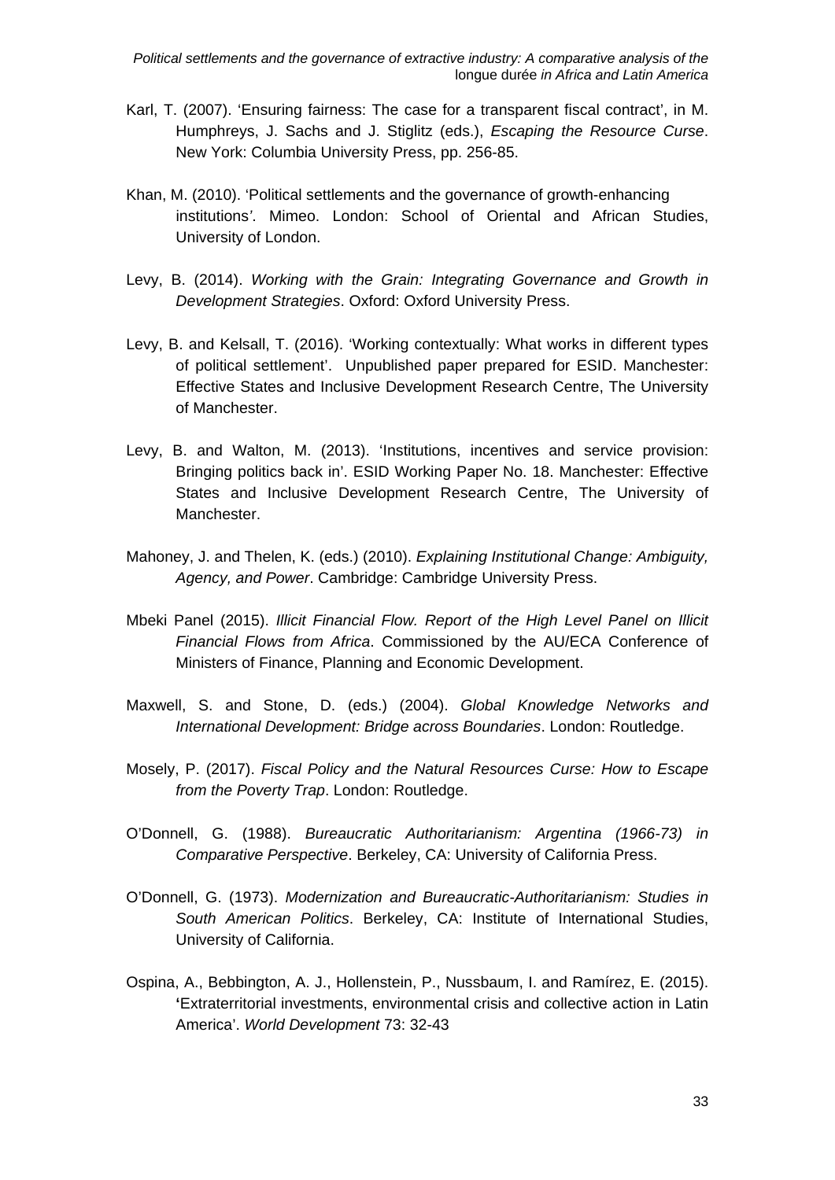Karl, T. (2007). 'Ensuring fairness: The case for a transparent fiscal contract', in M. Humphreys, J. Sachs and J. Stiglitz (eds.), *Escaping the Resource Curse*. New York: Columbia University Press, pp. 256-85.

Khan, M. (2010). 'Political settlements and the governance of growth-enhancing institutions'. Mimeo. London: School of Oriental and African Studies, University of London.

Levy, B. (2014). *Working with the Grain: Integrating Governance and Growth in Development Strategies*. Oxford: Oxford University Press.

Levy, B. and Kelsall, T. (2016). 'Working contextually: What works in different types of political settlement'. Unpublished paper prepared for ESID. Manchester: Effective States and Inclusive Development Research Centre, The University of Manchester.

Levy, B. and Walton, M. (2013). 'Institutions, incentives and service provision: Bringing politics back in'. ESID Working Paper No. 18. Manchester: Effective States and Inclusive Development Research Centre, The University of Manchester.

Mahoney, J. and Thelen, K. (eds.) (2010). *Explaining Institutional Change: Ambiguity, Agency, and Power*. Cambridge: Cambridge University Press.

Mbeki Panel (2015). *Illicit Financial Flow. Report of the High Level Panel on Illicit Financial Flows from Africa*. Commissioned by the AU/ECA Conference of Ministers of Finance, Planning and Economic Development.

Maxwell, S. and Stone, D. (eds.) (2004). *Global Knowledge Networks and International Development: Bridge across Boundaries*. London: Routledge.

Mosely, P. (2017). *Fiscal Policy and the Natural Resources Curse: How to Escape from the Poverty Trap*. London: Routledge.

O'Donnell, G. (1988). *Bureaucratic Authoritarianism: Argentina (1966-73) in Comparative Perspective*. Berkeley, CA: University of California Press.

O'Donnell, G. (1973). *Modernization and Bureaucratic-Authoritarianism: Studies in South American Politics*. Berkeley, CA: Institute of International Studies, University of California.

Ospina, A., Bebbington, A. J., Hollenstein, P., Nussbaum, I. and Ramírez, E. (2015). 'Extraterritorial investments, environmental crisis and collective action in Latin America'. *World Development* 73: 32-43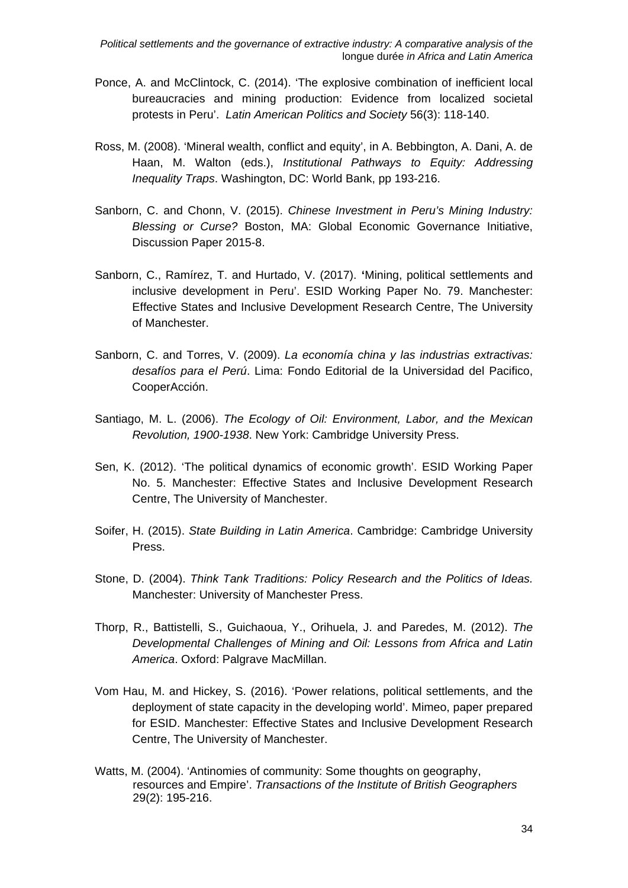Ponce, A. and McClintock, C. (2014). 'The explosive combination of inefficient local bureaucracies and mining production: Evidence from localized societal protests in Peru'. *Latin American Politics and Society* 56(3): 118-140.

Ross, M. (2008). 'Mineral wealth, conflict and equity', in A. Bebbington, A. Dani, A. de Haan, M. Walton (eds.), *Institutional Pathways to Equity: Addressing Inequality Traps*. Washington, DC: World Bank, pp 193-216.

Sanborn, C. and Chonn, V. (2015). *Chinese Investment in Peru's Mining Industry: Blessing or Curse?* Boston, MA: Global Economic Governance Initiative, Discussion Paper 2015-8.

Sanborn, C., Ramírez, T. and Hurtado, V. (2017). 'Mining, political settlements and inclusive development in Peru'. ESID Working Paper No. 79. Manchester: Effective States and Inclusive Development Research Centre, The University of Manchester.

Sanborn, C. and Torres, V. (2009). *La economía china y las industrias extractivas: desafíos para el Perú*. Lima: Fondo Editorial de la Universidad del Pacifico, CooperAcción.

Santiago, M. L. (2006). *The Ecology of Oil: Environment, Labor, and the Mexican Revolution, 1900-1938*. New York: Cambridge University Press.

Sen, K. (2012). 'The political dynamics of economic growth'. ESID Working Paper No. 5. Manchester: Effective States and Inclusive Development Research Centre, The University of Manchester.

Soifer, H. (2015). *State Building in Latin America*. Cambridge: Cambridge University Press.

Stone, D. (2004). *Think Tank Traditions: Policy Research and the Politics of Ideas.* Manchester: University of Manchester Press.

Thorp, R., Battistelli, S., Guichaoua, Y., Orihuela, J. and Paredes, M. (2012). *The Developmental Challenges of Mining and Oil: Lessons from Africa and Latin America*. Oxford: Palgrave MacMillan.

Vom Hau, M. and Hickey, S. (2016). 'Power relations, political settlements, and the deployment of state capacity in the developing world'. Mimeo, paper prepared for ESID. Manchester: Effective States and Inclusive Development Research Centre, The University of Manchester.

Watts, M. (2004). 'Antinomies of community: Some thoughts on geography, resources and Empire'. *Transactions of the Institute of British Geographers* 29(2): 195-216.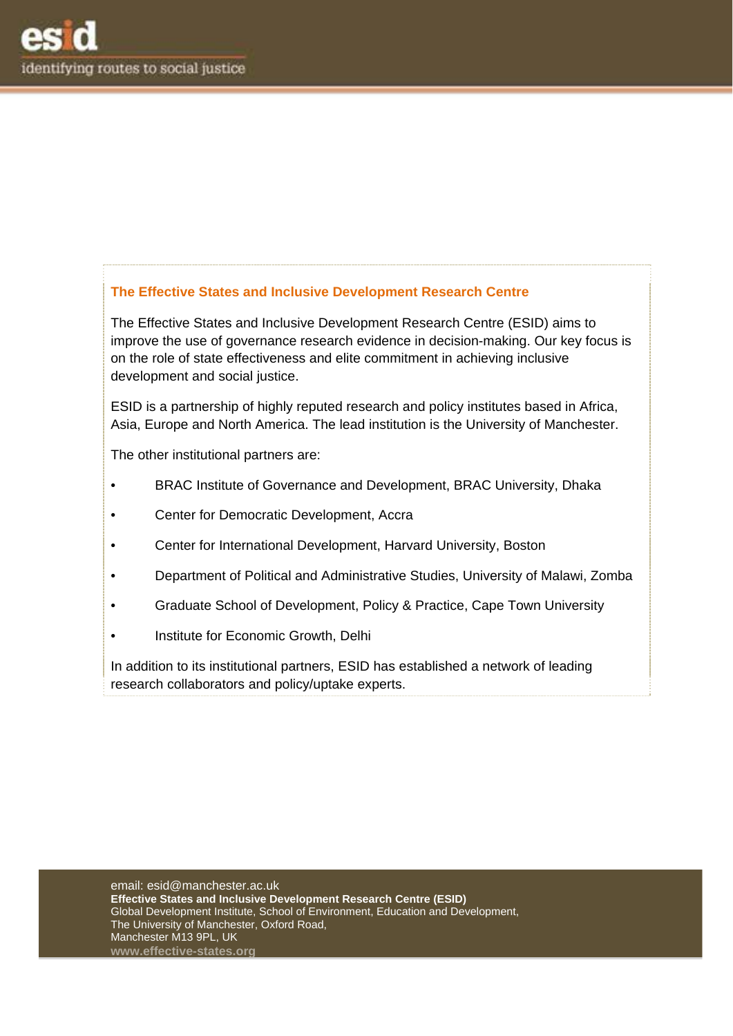esid

identifying routes to social justice

## The Effective States and Inclusive Development Research Centre

The Effective States and Inclusive Development Research Centre (ESID) aims to improve the use of governance research evidence in decision-making. Our key focus is on the role of state effectiveness and elite commitment in achieving inclusive development and social justice.

ESID is a partnership of highly reputed research and policy institutes based in Africa, Asia, Europe and North America. The lead institution is the University of Manchester.

The other institutional partners are:

- BRAC Institute of Governance and Development, BRAC University, Dhaka
- Center for Democratic Development, Accra
- Center for International Development, Harvard University, Boston
- Department of Political and Administrative Studies, University of Malawi, Zomba
- Graduate School of Development, Policy & Practice, Cape Town University
- Institute for Economic Growth, Delhi

In addition to its institutional partners, ESID has established a network of leading research collaborators and policy/uptake experts.

email: esid@manchester.ac.uk
**Effective States and Inclusive Development Research Centre (ESID)**
Global Development Institute, School of Environment, Education and Development,
The University of Manchester, Oxford Road,
Manchester M13 9PL, UK
**www.effective-states.org**